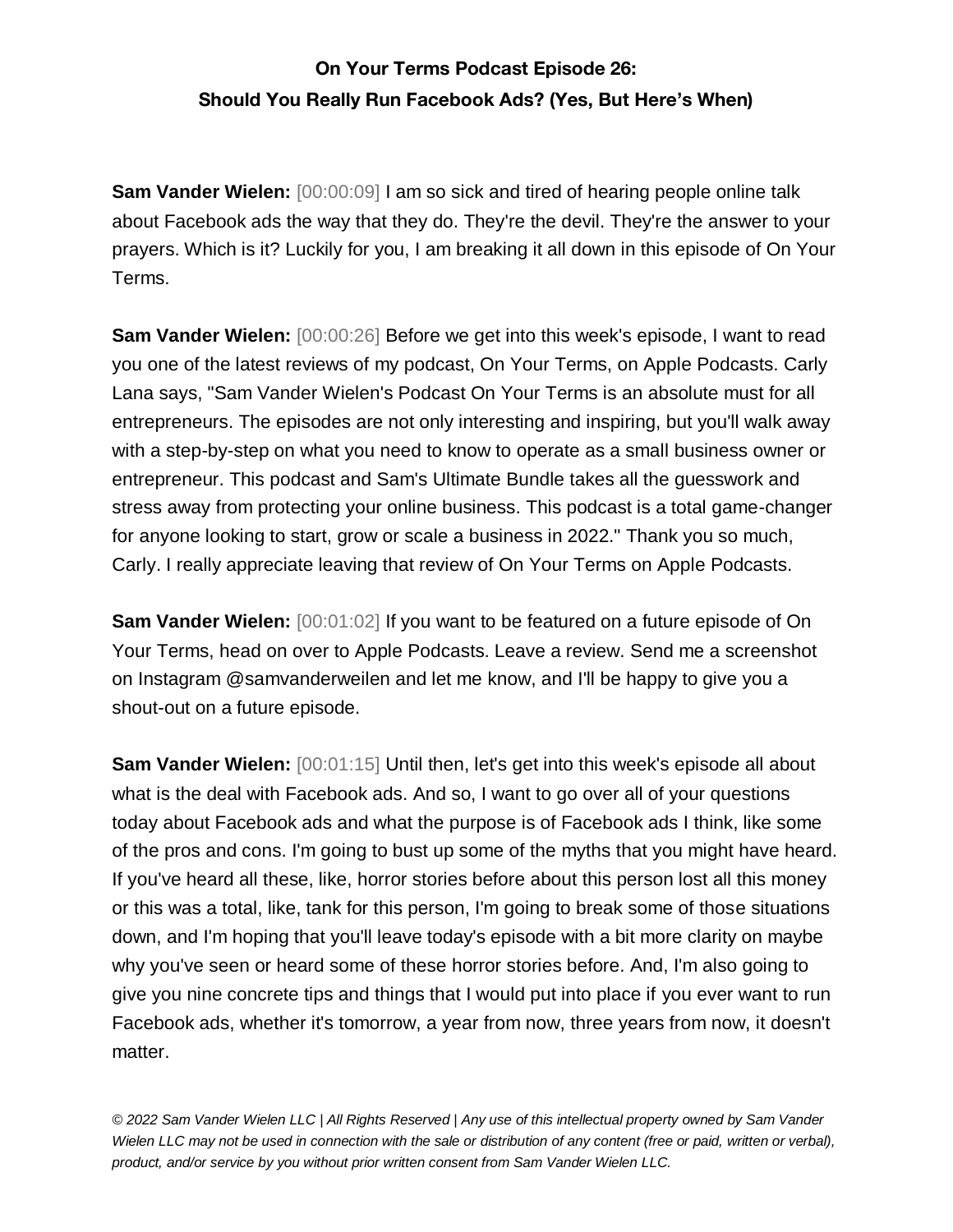# On Your Terms Podcast Episode 26:
# Should You Really Run Facebook Ads? (Yes, But Here's When)

**Sam Vander Wielen:** [00:00:09] I am so sick and tired of hearing people online talk about Facebook ads the way that they do. They're the devil. They're the answer to your prayers. Which is it? Luckily for you, I am breaking it all down in this episode of On Your Terms.

**Sam Vander Wielen:** [00:00:26] Before we get into this week's episode, I want to read you one of the latest reviews of my podcast, On Your Terms, on Apple Podcasts. Carly Lana says, "Sam Vander Wielen's Podcast On Your Terms is an absolute must for all entrepreneurs. The episodes are not only interesting and inspiring, but you'll walk away with a step-by-step on what you need to know to operate as a small business owner or entrepreneur. This podcast and Sam's Ultimate Bundle takes all the guesswork and stress away from protecting your online business. This podcast is a total game-changer for anyone looking to start, grow or scale a business in 2022." Thank you so much, Carly. I really appreciate leaving that review of On Your Terms on Apple Podcasts.

**Sam Vander Wielen:** [00:01:02] If you want to be featured on a future episode of On Your Terms, head on over to Apple Podcasts. Leave a review. Send me a screenshot on Instagram @samvanderweilen and let me know, and I'll be happy to give you a shout-out on a future episode.

**Sam Vander Wielen:** [00:01:15] Until then, let's get into this week's episode all about what is the deal with Facebook ads. And so, I want to go over all of your questions today about Facebook ads and what the purpose is of Facebook ads I think, like some of the pros and cons. I'm going to bust up some of the myths that you might have heard. If you've heard all these, like, horror stories before about this person lost all this money or this was a total, like, tank for this person, I'm going to break some of those situations down, and I'm hoping that you'll leave today's episode with a bit more clarity on maybe why you've seen or heard some of these horror stories before. And, I'm also going to give you nine concrete tips and things that I would put into place if you ever want to run Facebook ads, whether it's tomorrow, a year from now, three years from now, it doesn't matter.

*© 2022 Sam Vander Wielen LLC | All Rights Reserved | Any use of this intellectual property owned by Sam Vander Wielen LLC may not be used in connection with the sale or distribution of any content (free or paid, written or verbal), product, and/or service by you without prior written consent from Sam Vander Wielen LLC.*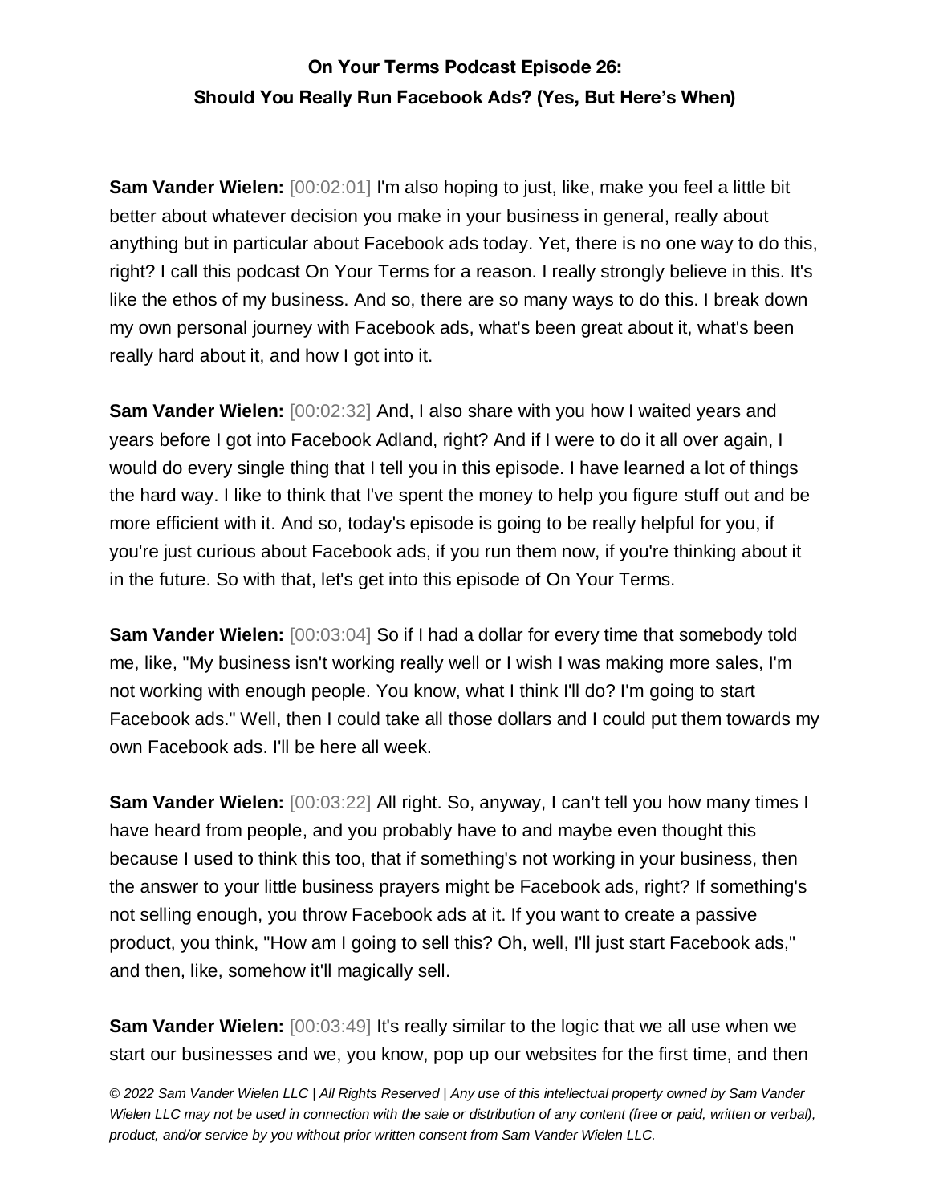**On Your Terms Podcast Episode 26:**
**Should You Really Run Facebook Ads? (Yes, But Here's When)**

**Sam Vander Wielen:** [00:02:01] I'm also hoping to just, like, make you feel a little bit better about whatever decision you make in your business in general, really about anything but in particular about Facebook ads today. Yet, there is no one way to do this, right? I call this podcast On Your Terms for a reason. I really strongly believe in this. It's like the ethos of my business. And so, there are so many ways to do this. I break down my own personal journey with Facebook ads, what's been great about it, what's been really hard about it, and how I got into it.

**Sam Vander Wielen:** [00:02:32] And, I also share with you how I waited years and years before I got into Facebook Adland, right? And if I were to do it all over again, I would do every single thing that I tell you in this episode. I have learned a lot of things the hard way. I like to think that I've spent the money to help you figure stuff out and be more efficient with it. And so, today's episode is going to be really helpful for you, if you're just curious about Facebook ads, if you run them now, if you're thinking about it in the future. So with that, let's get into this episode of On Your Terms.

**Sam Vander Wielen:** [00:03:04] So if I had a dollar for every time that somebody told me, like, "My business isn't working really well or I wish I was making more sales, I'm not working with enough people. You know, what I think I'll do? I'm going to start Facebook ads." Well, then I could take all those dollars and I could put them towards my own Facebook ads. I'll be here all week.

**Sam Vander Wielen:** [00:03:22] All right. So, anyway, I can't tell you how many times I have heard from people, and you probably have to and maybe even thought this because I used to think this too, that if something's not working in your business, then the answer to your little business prayers might be Facebook ads, right? If something's not selling enough, you throw Facebook ads at it. If you want to create a passive product, you think, "How am I going to sell this? Oh, well, I'll just start Facebook ads," and then, like, somehow it'll magically sell.

**Sam Vander Wielen:** [00:03:49] It's really similar to the logic that we all use when we start our businesses and we, you know, pop up our websites for the first time, and then

*© 2022 Sam Vander Wielen LLC | All Rights Reserved | Any use of this intellectual property owned by Sam Vander Wielen LLC may not be used in connection with the sale or distribution of any content (free or paid, written or verbal), product, and/or service by you without prior written consent from Sam Vander Wielen LLC.*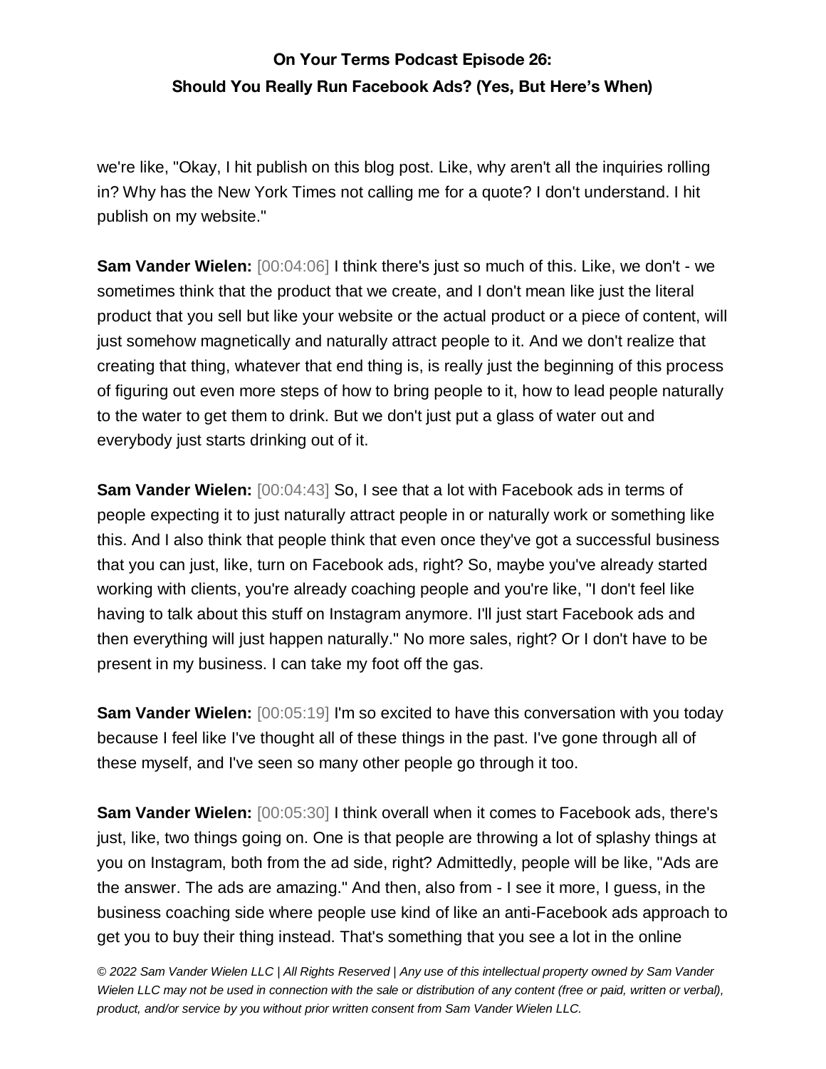we're like, "Okay, I hit publish on this blog post. Like, why aren't all the inquiries rolling in? Why has the New York Times not calling me for a quote? I don't understand. I hit publish on my website."

**Sam Vander Wielen:** [00:04:06] I think there's just so much of this. Like, we don't - we sometimes think that the product that we create, and I don't mean like just the literal product that you sell but like your website or the actual product or a piece of content, will just somehow magnetically and naturally attract people to it. And we don't realize that creating that thing, whatever that end thing is, is really just the beginning of this process of figuring out even more steps of how to bring people to it, how to lead people naturally to the water to get them to drink. But we don't just put a glass of water out and everybody just starts drinking out of it.

**Sam Vander Wielen:** [00:04:43] So, I see that a lot with Facebook ads in terms of people expecting it to just naturally attract people in or naturally work or something like this. And I also think that people think that even once they've got a successful business that you can just, like, turn on Facebook ads, right? So, maybe you've already started working with clients, you're already coaching people and you're like, "I don't feel like having to talk about this stuff on Instagram anymore. I'll just start Facebook ads and then everything will just happen naturally." No more sales, right? Or I don't have to be present in my business. I can take my foot off the gas.

**Sam Vander Wielen:** [00:05:19] I'm so excited to have this conversation with you today because I feel like I've thought all of these things in the past. I've gone through all of these myself, and I've seen so many other people go through it too.

**Sam Vander Wielen:** [00:05:30] I think overall when it comes to Facebook ads, there's just, like, two things going on. One is that people are throwing a lot of splashy things at you on Instagram, both from the ad side, right? Admittedly, people will be like, "Ads are the answer. The ads are amazing." And then, also from - I see it more, I guess, in the business coaching side where people use kind of like an anti-Facebook ads approach to get you to buy their thing instead. That's something that you see a lot in the online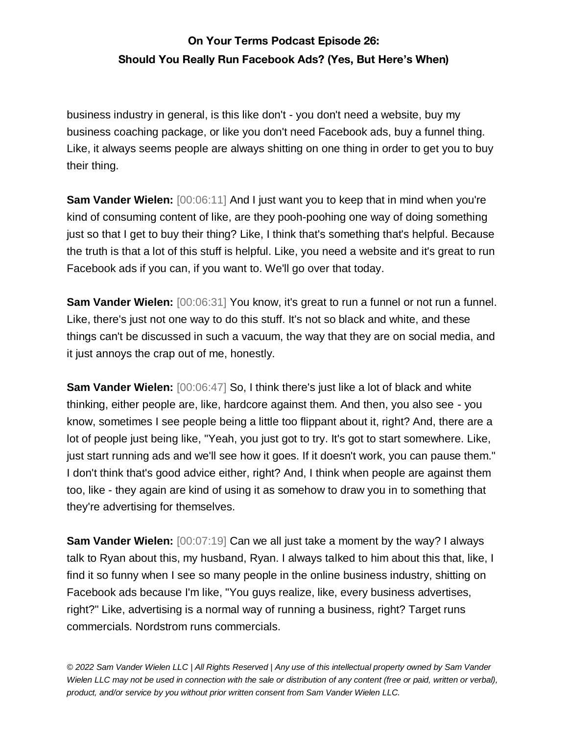business industry in general, is this like don't - you don't need a website, buy my business coaching package, or like you don't need Facebook ads, buy a funnel thing. Like, it always seems people are always shitting on one thing in order to get you to buy their thing.

**Sam Vander Wielen:** [00:06:11] And I just want you to keep that in mind when you're kind of consuming content of like, are they pooh-poohing one way of doing something just so that I get to buy their thing? Like, I think that's something that's helpful. Because the truth is that a lot of this stuff is helpful. Like, you need a website and it's great to run Facebook ads if you can, if you want to. We'll go over that today.

**Sam Vander Wielen:** [00:06:31] You know, it's great to run a funnel or not run a funnel. Like, there's just not one way to do this stuff. It's not so black and white, and these things can't be discussed in such a vacuum, the way that they are on social media, and it just annoys the crap out of me, honestly.

**Sam Vander Wielen:** [00:06:47] So, I think there's just like a lot of black and white thinking, either people are, like, hardcore against them. And then, you also see - you know, sometimes I see people being a little too flippant about it, right? And, there are a lot of people just being like, "Yeah, you just got to try. It's got to start somewhere. Like, just start running ads and we'll see how it goes. If it doesn't work, you can pause them." I don't think that's good advice either, right? And, I think when people are against them too, like - they again are kind of using it as somehow to draw you in to something that they're advertising for themselves.

**Sam Vander Wielen:** [00:07:19] Can we all just take a moment by the way? I always talk to Ryan about this, my husband, Ryan. I always talked to him about this that, like, I find it so funny when I see so many people in the online business industry, shitting on Facebook ads because I'm like, "You guys realize, like, every business advertises, right?" Like, advertising is a normal way of running a business, right? Target runs commercials. Nordstrom runs commercials.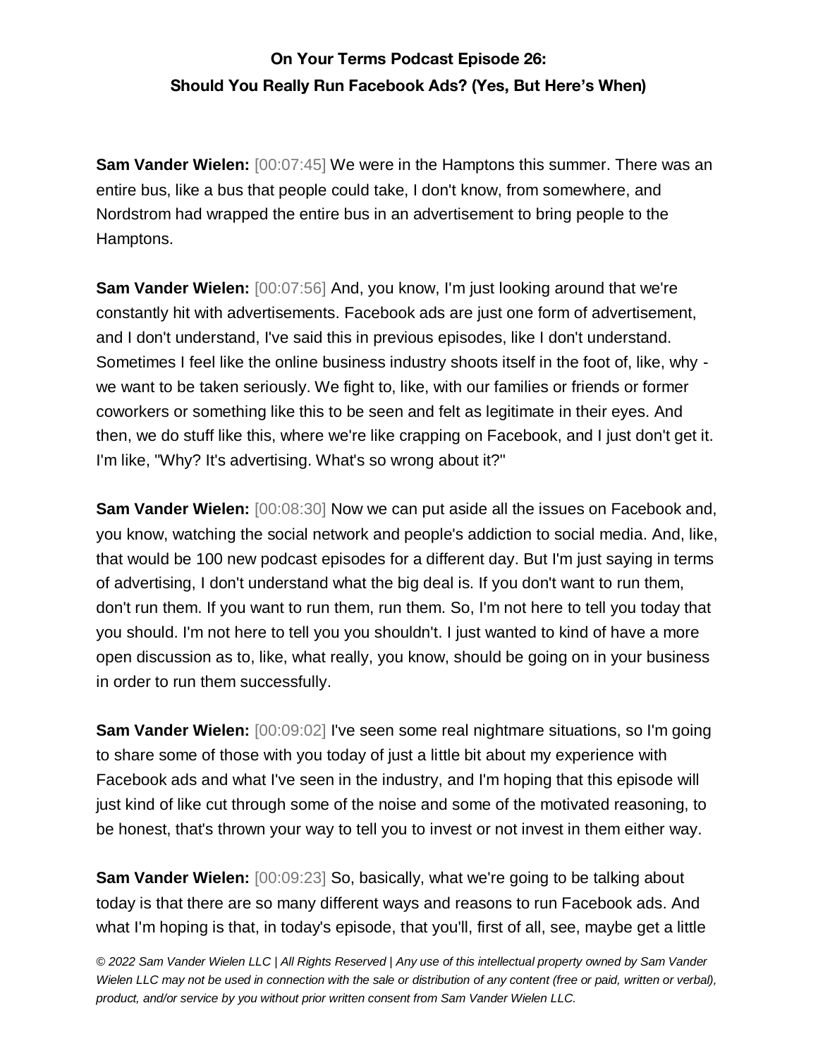**Sam Vander Wielen:** [00:07:45] We were in the Hamptons this summer. There was an entire bus, like a bus that people could take, I don't know, from somewhere, and Nordstrom had wrapped the entire bus in an advertisement to bring people to the Hamptons.

**Sam Vander Wielen:** [00:07:56] And, you know, I'm just looking around that we're constantly hit with advertisements. Facebook ads are just one form of advertisement, and I don't understand, I've said this in previous episodes, like I don't understand. Sometimes I feel like the online business industry shoots itself in the foot of, like, why - we want to be taken seriously. We fight to, like, with our families or friends or former coworkers or something like this to be seen and felt as legitimate in their eyes. And then, we do stuff like this, where we're like crapping on Facebook, and I just don't get it. I'm like, "Why? It's advertising. What's so wrong about it?"

**Sam Vander Wielen:** [00:08:30] Now we can put aside all the issues on Facebook and, you know, watching the social network and people's addiction to social media. And, like, that would be 100 new podcast episodes for a different day. But I'm just saying in terms of advertising, I don't understand what the big deal is. If you don't want to run them, don't run them. If you want to run them, run them. So, I'm not here to tell you today that you should. I'm not here to tell you you shouldn't. I just wanted to kind of have a more open discussion as to, like, what really, you know, should be going on in your business in order to run them successfully.

**Sam Vander Wielen:** [00:09:02] I've seen some real nightmare situations, so I'm going to share some of those with you today of just a little bit about my experience with Facebook ads and what I've seen in the industry, and I'm hoping that this episode will just kind of like cut through some of the noise and some of the motivated reasoning, to be honest, that's thrown your way to tell you to invest or not invest in them either way.

**Sam Vander Wielen:** [00:09:23] So, basically, what we're going to be talking about today is that there are so many different ways and reasons to run Facebook ads. And what I'm hoping is that, in today's episode, that you'll, first of all, see, maybe get a little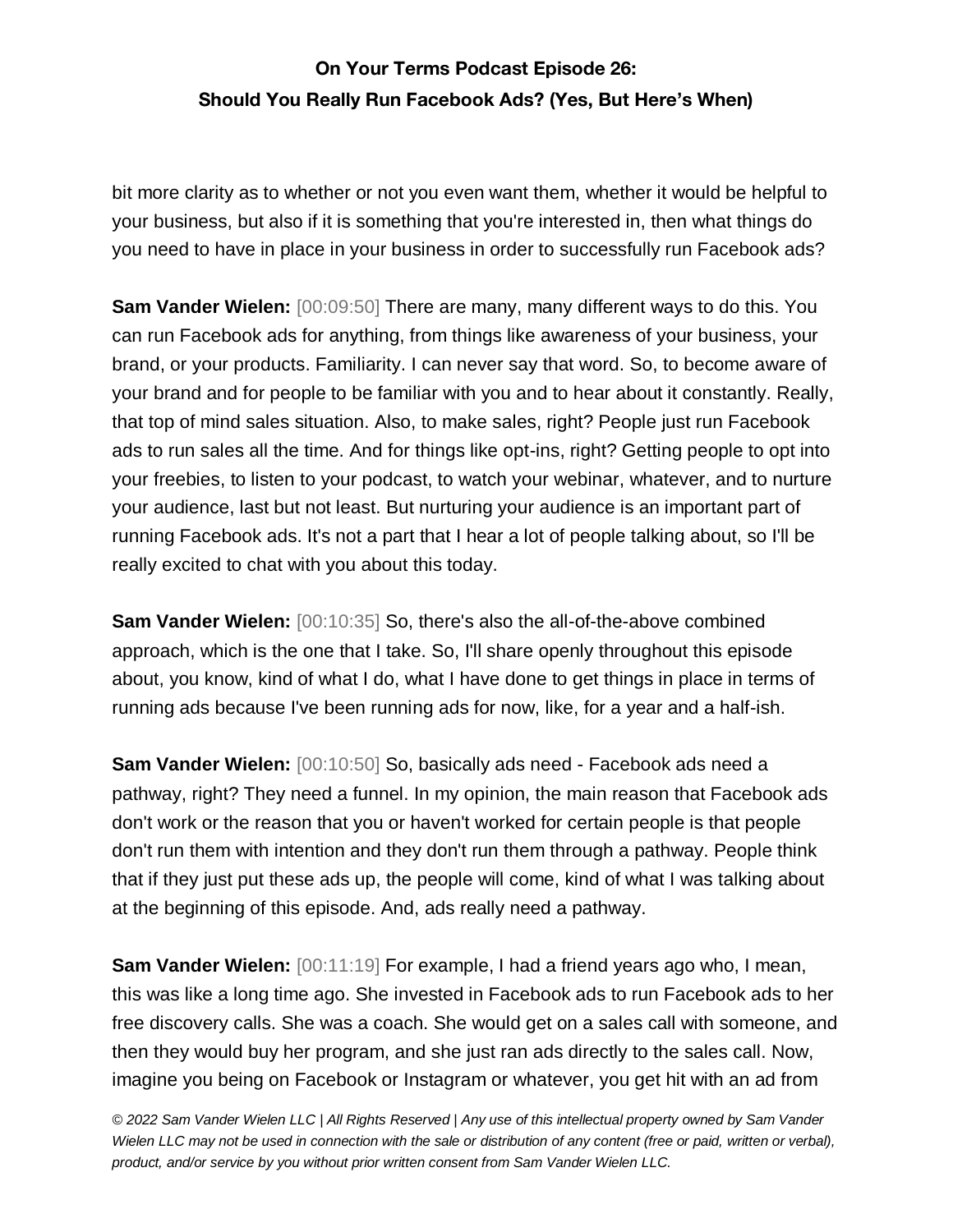bit more clarity as to whether or not you even want them, whether it would be helpful to your business, but also if it is something that you're interested in, then what things do you need to have in place in your business in order to successfully run Facebook ads?

**Sam Vander Wielen:** [00:09:50] There are many, many different ways to do this. You can run Facebook ads for anything, from things like awareness of your business, your brand, or your products. Familiarity. I can never say that word. So, to become aware of your brand and for people to be familiar with you and to hear about it constantly. Really, that top of mind sales situation. Also, to make sales, right? People just run Facebook ads to run sales all the time. And for things like opt-ins, right? Getting people to opt into your freebies, to listen to your podcast, to watch your webinar, whatever, and to nurture your audience, last but not least. But nurturing your audience is an important part of running Facebook ads. It's not a part that I hear a lot of people talking about, so I'll be really excited to chat with you about this today.

**Sam Vander Wielen:** [00:10:35] So, there's also the all-of-the-above combined approach, which is the one that I take. So, I'll share openly throughout this episode about, you know, kind of what I do, what I have done to get things in place in terms of running ads because I've been running ads for now, like, for a year and a half-ish.

**Sam Vander Wielen:** [00:10:50] So, basically ads need - Facebook ads need a pathway, right? They need a funnel. In my opinion, the main reason that Facebook ads don't work or the reason that you or haven't worked for certain people is that people don't run them with intention and they don't run them through a pathway. People think that if they just put these ads up, the people will come, kind of what I was talking about at the beginning of this episode. And, ads really need a pathway.

**Sam Vander Wielen:** [00:11:19] For example, I had a friend years ago who, I mean, this was like a long time ago. She invested in Facebook ads to run Facebook ads to her free discovery calls. She was a coach. She would get on a sales call with someone, and then they would buy her program, and she just ran ads directly to the sales call. Now, imagine you being on Facebook or Instagram or whatever, you get hit with an ad from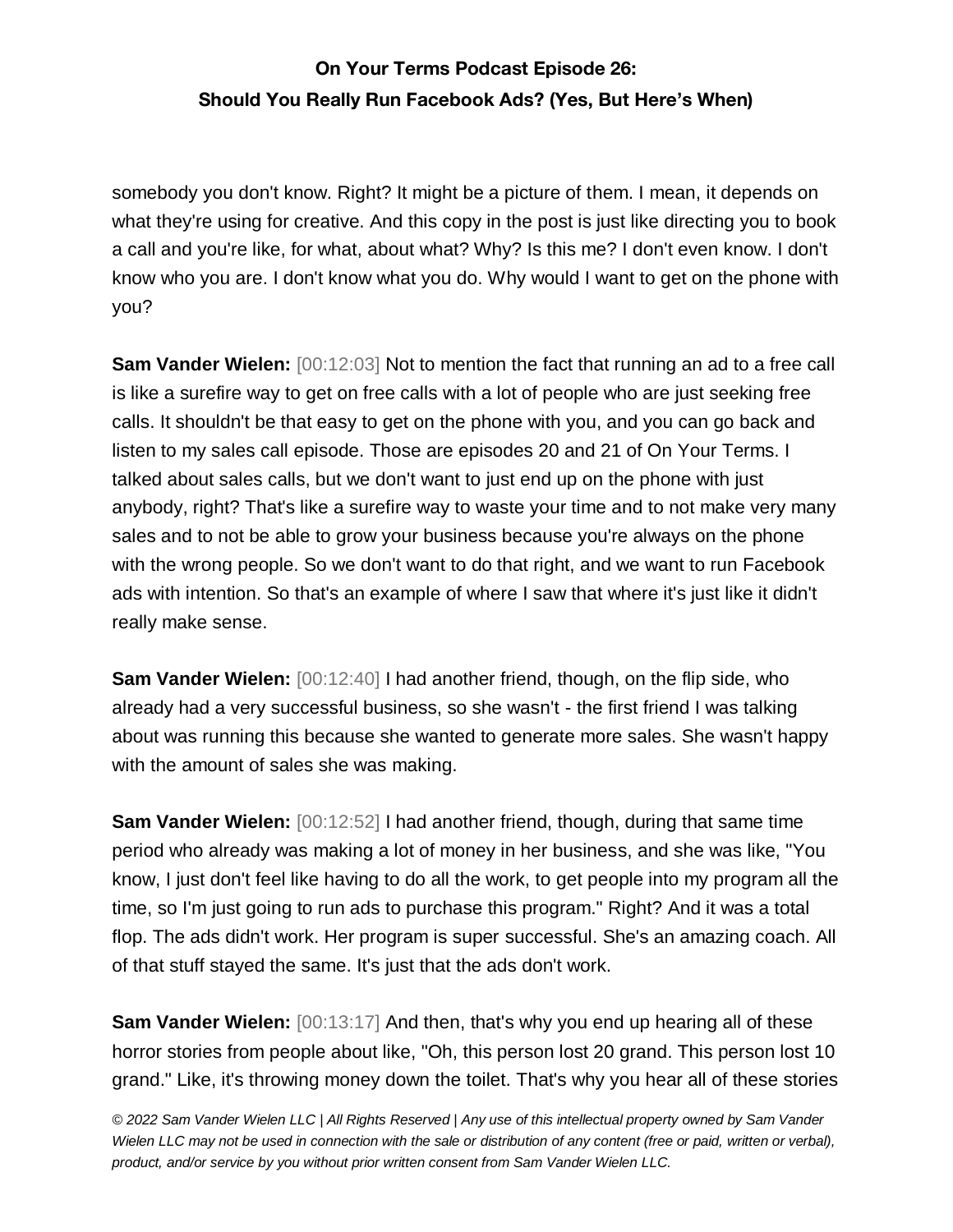somebody you don't know. Right? It might be a picture of them. I mean, it depends on what they're using for creative. And this copy in the post is just like directing you to book a call and you're like, for what, about what? Why? Is this me? I don't even know. I don't know who you are. I don't know what you do. Why would I want to get on the phone with you?

**Sam Vander Wielen:** [00:12:03] Not to mention the fact that running an ad to a free call is like a surefire way to get on free calls with a lot of people who are just seeking free calls. It shouldn't be that easy to get on the phone with you, and you can go back and listen to my sales call episode. Those are episodes 20 and 21 of On Your Terms. I talked about sales calls, but we don't want to just end up on the phone with just anybody, right? That's like a surefire way to waste your time and to not make very many sales and to not be able to grow your business because you're always on the phone with the wrong people. So we don't want to do that right, and we want to run Facebook ads with intention. So that's an example of where I saw that where it's just like it didn't really make sense.

**Sam Vander Wielen:** [00:12:40] I had another friend, though, on the flip side, who already had a very successful business, so she wasn't - the first friend I was talking about was running this because she wanted to generate more sales. She wasn't happy with the amount of sales she was making.

**Sam Vander Wielen:** [00:12:52] I had another friend, though, during that same time period who already was making a lot of money in her business, and she was like, "You know, I just don't feel like having to do all the work, to get people into my program all the time, so I'm just going to run ads to purchase this program." Right? And it was a total flop. The ads didn't work. Her program is super successful. She's an amazing coach. All of that stuff stayed the same. It's just that the ads don't work.

**Sam Vander Wielen:** [00:13:17] And then, that's why you end up hearing all of these horror stories from people about like, "Oh, this person lost 20 grand. This person lost 10 grand." Like, it's throwing money down the toilet. That's why you hear all of these stories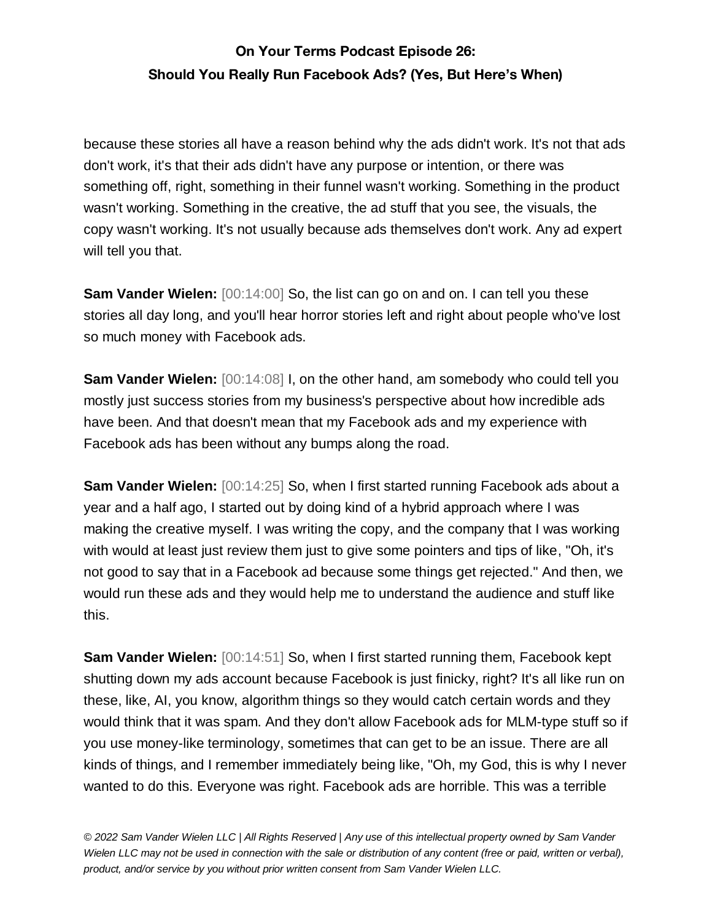because these stories all have a reason behind why the ads didn't work. It's not that ads don't work, it's that their ads didn't have any purpose or intention, or there was something off, right, something in their funnel wasn't working. Something in the product wasn't working. Something in the creative, the ad stuff that you see, the visuals, the copy wasn't working. It's not usually because ads themselves don't work. Any ad expert will tell you that.

**Sam Vander Wielen:** [00:14:00] So, the list can go on and on. I can tell you these stories all day long, and you'll hear horror stories left and right about people who've lost so much money with Facebook ads.

**Sam Vander Wielen:** [00:14:08] I, on the other hand, am somebody who could tell you mostly just success stories from my business's perspective about how incredible ads have been. And that doesn't mean that my Facebook ads and my experience with Facebook ads has been without any bumps along the road.

**Sam Vander Wielen:** [00:14:25] So, when I first started running Facebook ads about a year and a half ago, I started out by doing kind of a hybrid approach where I was making the creative myself. I was writing the copy, and the company that I was working with would at least just review them just to give some pointers and tips of like, "Oh, it's not good to say that in a Facebook ad because some things get rejected." And then, we would run these ads and they would help me to understand the audience and stuff like this.

**Sam Vander Wielen:** [00:14:51] So, when I first started running them, Facebook kept shutting down my ads account because Facebook is just finicky, right? It's all like run on these, like, AI, you know, algorithm things so they would catch certain words and they would think that it was spam. And they don't allow Facebook ads for MLM-type stuff so if you use money-like terminology, sometimes that can get to be an issue. There are all kinds of things, and I remember immediately being like, "Oh, my God, this is why I never wanted to do this. Everyone was right. Facebook ads are horrible. This was a terrible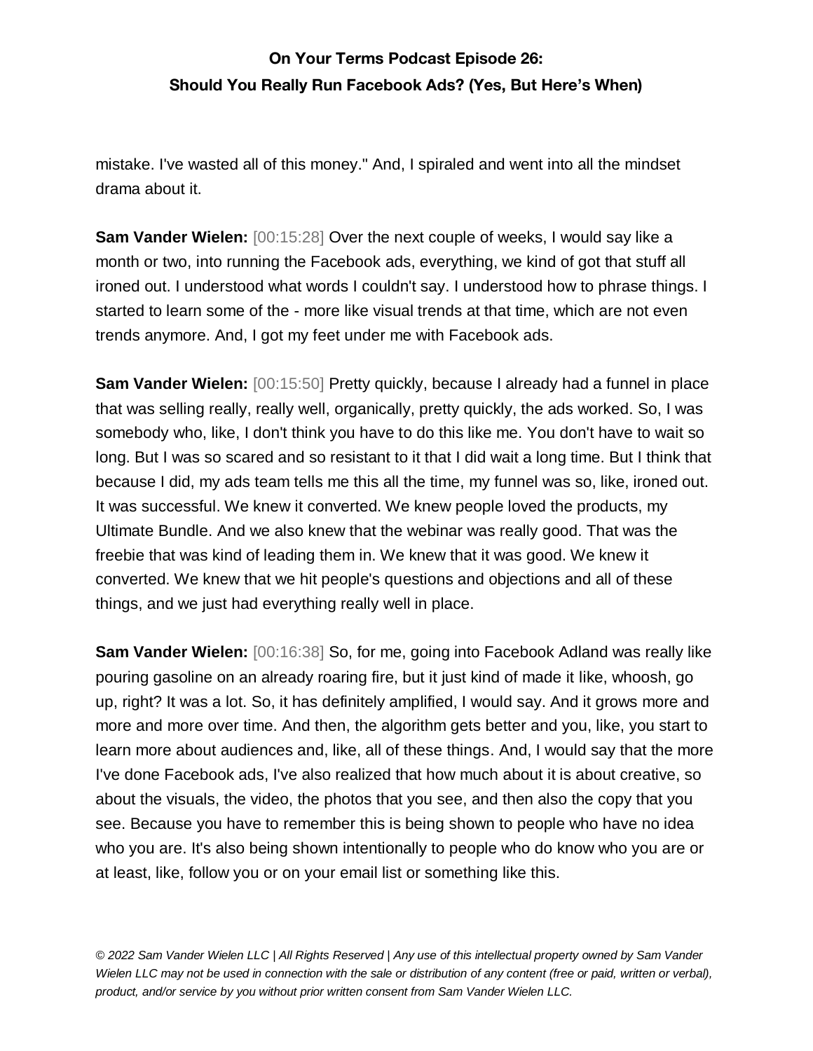mistake. I've wasted all of this money." And, I spiraled and went into all the mindset drama about it.

**Sam Vander Wielen:** [00:15:28] Over the next couple of weeks, I would say like a month or two, into running the Facebook ads, everything, we kind of got that stuff all ironed out. I understood what words I couldn't say. I understood how to phrase things. I started to learn some of the - more like visual trends at that time, which are not even trends anymore. And, I got my feet under me with Facebook ads.

**Sam Vander Wielen:** [00:15:50] Pretty quickly, because I already had a funnel in place that was selling really, really well, organically, pretty quickly, the ads worked. So, I was somebody who, like, I don't think you have to do this like me. You don't have to wait so long. But I was so scared and so resistant to it that I did wait a long time. But I think that because I did, my ads team tells me this all the time, my funnel was so, like, ironed out. It was successful. We knew it converted. We knew people loved the products, my Ultimate Bundle. And we also knew that the webinar was really good. That was the freebie that was kind of leading them in. We knew that it was good. We knew it converted. We knew that we hit people's questions and objections and all of these things, and we just had everything really well in place.

**Sam Vander Wielen:** [00:16:38] So, for me, going into Facebook Adland was really like pouring gasoline on an already roaring fire, but it just kind of made it like, whoosh, go up, right? It was a lot. So, it has definitely amplified, I would say. And it grows more and more and more over time. And then, the algorithm gets better and you, like, you start to learn more about audiences and, like, all of these things. And, I would say that the more I've done Facebook ads, I've also realized that how much about it is about creative, so about the visuals, the video, the photos that you see, and then also the copy that you see. Because you have to remember this is being shown to people who have no idea who you are. It's also being shown intentionally to people who do know who you are or at least, like, follow you or on your email list or something like this.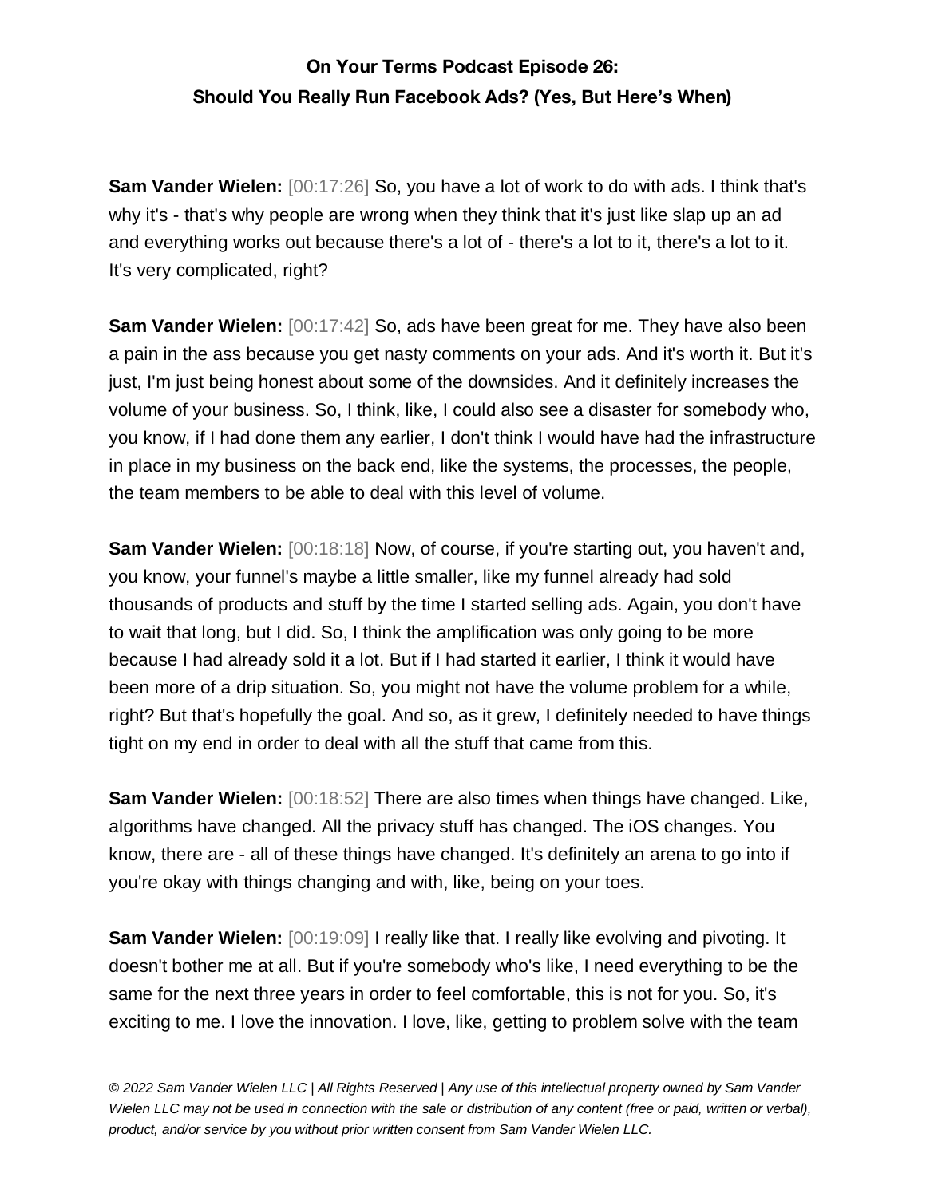**Sam Vander Wielen:** [00:17:26] So, you have a lot of work to do with ads. I think that's why it's - that's why people are wrong when they think that it's just like slap up an ad and everything works out because there's a lot of - there's a lot to it, there's a lot to it. It's very complicated, right?

**Sam Vander Wielen:** [00:17:42] So, ads have been great for me. They have also been a pain in the ass because you get nasty comments on your ads. And it's worth it. But it's just, I'm just being honest about some of the downsides. And it definitely increases the volume of your business. So, I think, like, I could also see a disaster for somebody who, you know, if I had done them any earlier, I don't think I would have had the infrastructure in place in my business on the back end, like the systems, the processes, the people, the team members to be able to deal with this level of volume.

**Sam Vander Wielen:** [00:18:18] Now, of course, if you're starting out, you haven't and, you know, your funnel's maybe a little smaller, like my funnel already had sold thousands of products and stuff by the time I started selling ads. Again, you don't have to wait that long, but I did. So, I think the amplification was only going to be more because I had already sold it a lot. But if I had started it earlier, I think it would have been more of a drip situation. So, you might not have the volume problem for a while, right? But that's hopefully the goal. And so, as it grew, I definitely needed to have things tight on my end in order to deal with all the stuff that came from this.

**Sam Vander Wielen:** [00:18:52] There are also times when things have changed. Like, algorithms have changed. All the privacy stuff has changed. The iOS changes. You know, there are - all of these things have changed. It's definitely an arena to go into if you're okay with things changing and with, like, being on your toes.

**Sam Vander Wielen:** [00:19:09] I really like that. I really like evolving and pivoting. It doesn't bother me at all. But if you're somebody who's like, I need everything to be the same for the next three years in order to feel comfortable, this is not for you. So, it's exciting to me. I love the innovation. I love, like, getting to problem solve with the team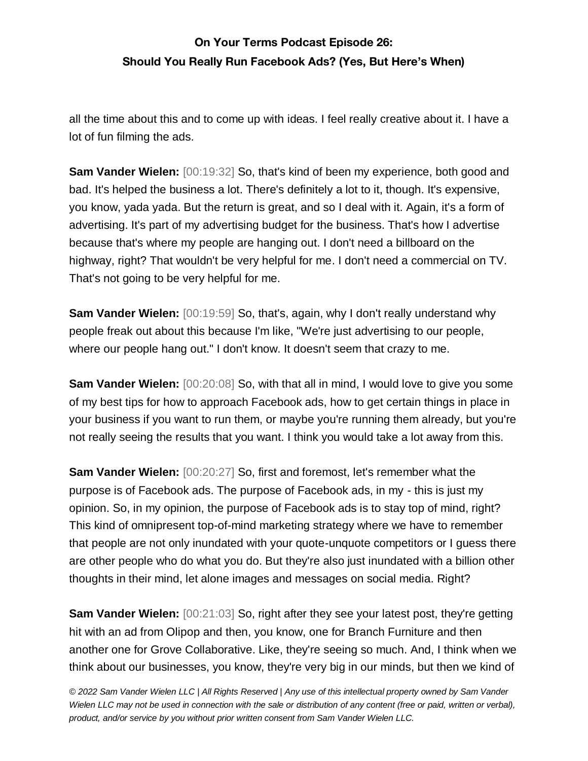all the time about this and to come up with ideas. I feel really creative about it. I have a lot of fun filming the ads.

**Sam Vander Wielen:** [00:19:32] So, that's kind of been my experience, both good and bad. It's helped the business a lot. There's definitely a lot to it, though. It's expensive, you know, yada yada. But the return is great, and so I deal with it. Again, it's a form of advertising. It's part of my advertising budget for the business. That's how I advertise because that's where my people are hanging out. I don't need a billboard on the highway, right? That wouldn't be very helpful for me. I don't need a commercial on TV. That's not going to be very helpful for me.

**Sam Vander Wielen:** [00:19:59] So, that's, again, why I don't really understand why people freak out about this because I'm like, "We're just advertising to our people, where our people hang out." I don't know. It doesn't seem that crazy to me.

**Sam Vander Wielen:** [00:20:08] So, with that all in mind, I would love to give you some of my best tips for how to approach Facebook ads, how to get certain things in place in your business if you want to run them, or maybe you're running them already, but you're not really seeing the results that you want. I think you would take a lot away from this.

**Sam Vander Wielen:** [00:20:27] So, first and foremost, let's remember what the purpose is of Facebook ads. The purpose of Facebook ads, in my - this is just my opinion. So, in my opinion, the purpose of Facebook ads is to stay top of mind, right? This kind of omnipresent top-of-mind marketing strategy where we have to remember that people are not only inundated with your quote-unquote competitors or I guess there are other people who do what you do. But they're also just inundated with a billion other thoughts in their mind, let alone images and messages on social media. Right?

**Sam Vander Wielen:** [00:21:03] So, right after they see your latest post, they're getting hit with an ad from Olipop and then, you know, one for Branch Furniture and then another one for Grove Collaborative. Like, they're seeing so much. And, I think when we think about our businesses, you know, they're very big in our minds, but then we kind of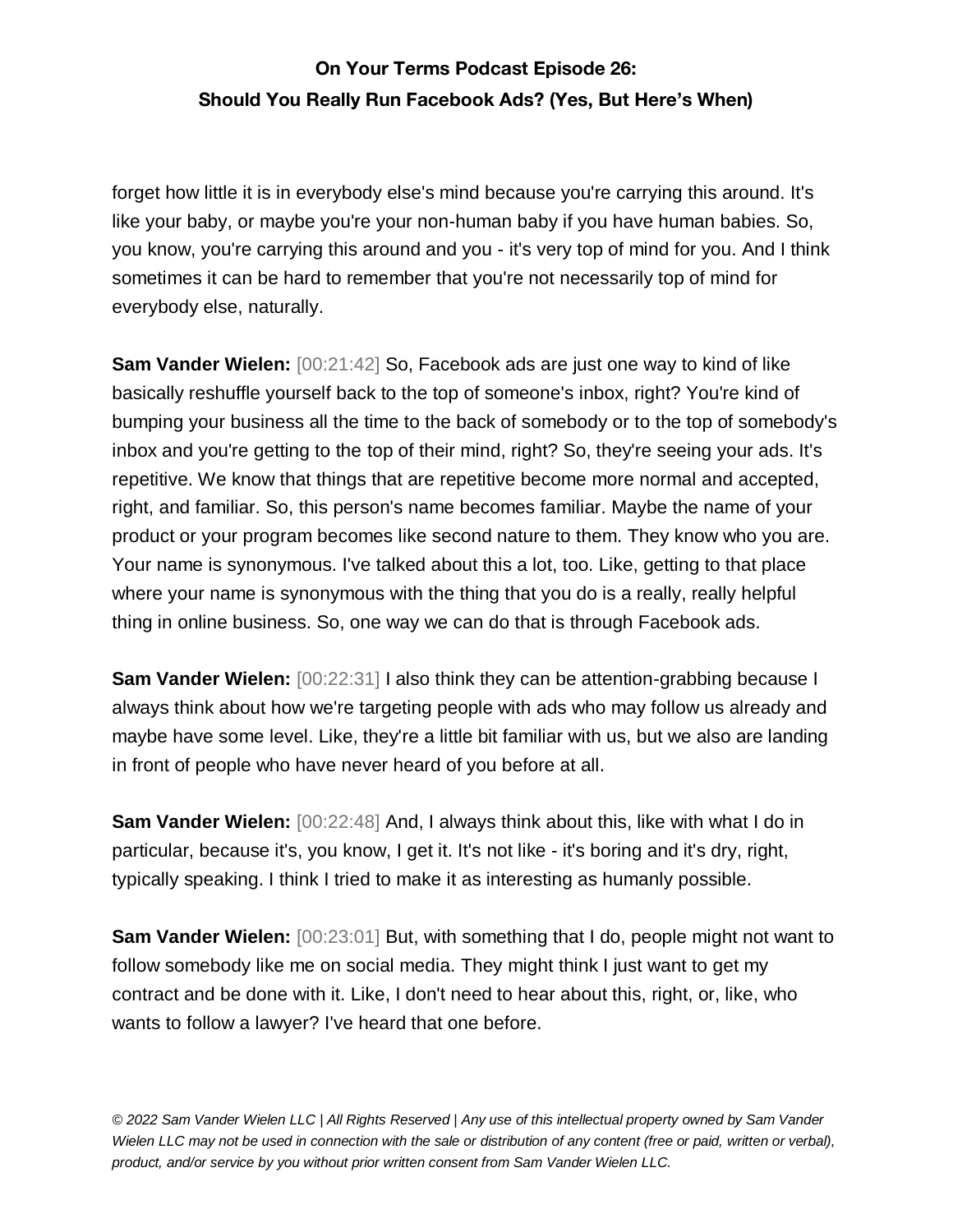forget how little it is in everybody else's mind because you're carrying this around. It's like your baby, or maybe you're your non-human baby if you have human babies. So, you know, you're carrying this around and you - it's very top of mind for you. And I think sometimes it can be hard to remember that you're not necessarily top of mind for everybody else, naturally.

**Sam Vander Wielen:** [00:21:42] So, Facebook ads are just one way to kind of like basically reshuffle yourself back to the top of someone's inbox, right? You're kind of bumping your business all the time to the back of somebody or to the top of somebody's inbox and you're getting to the top of their mind, right? So, they're seeing your ads. It's repetitive. We know that things that are repetitive become more normal and accepted, right, and familiar. So, this person's name becomes familiar. Maybe the name of your product or your program becomes like second nature to them. They know who you are. Your name is synonymous. I've talked about this a lot, too. Like, getting to that place where your name is synonymous with the thing that you do is a really, really helpful thing in online business. So, one way we can do that is through Facebook ads.

**Sam Vander Wielen:** [00:22:31] I also think they can be attention-grabbing because I always think about how we're targeting people with ads who may follow us already and maybe have some level. Like, they're a little bit familiar with us, but we also are landing in front of people who have never heard of you before at all.

**Sam Vander Wielen:** [00:22:48] And, I always think about this, like with what I do in particular, because it's, you know, I get it. It's not like - it's boring and it's dry, right, typically speaking. I think I tried to make it as interesting as humanly possible.

**Sam Vander Wielen:** [00:23:01] But, with something that I do, people might not want to follow somebody like me on social media. They might think I just want to get my contract and be done with it. Like, I don't need to hear about this, right, or, like, who wants to follow a lawyer? I've heard that one before.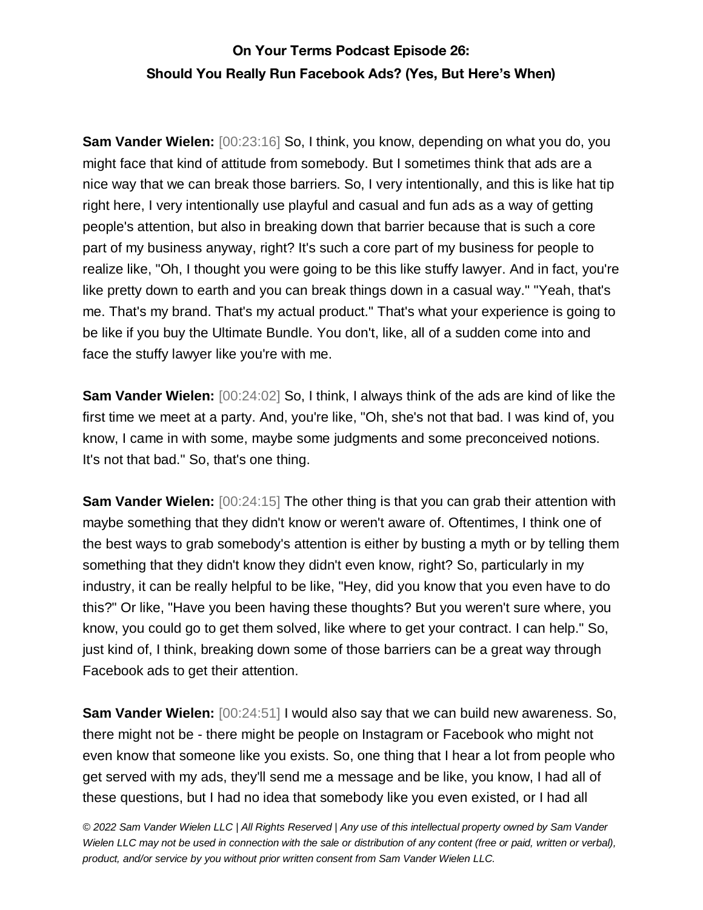**Sam Vander Wielen:** [00:23:16] So, I think, you know, depending on what you do, you might face that kind of attitude from somebody. But I sometimes think that ads are a nice way that we can break those barriers. So, I very intentionally, and this is like hat tip right here, I very intentionally use playful and casual and fun ads as a way of getting people's attention, but also in breaking down that barrier because that is such a core part of my business anyway, right? It's such a core part of my business for people to realize like, "Oh, I thought you were going to be this like stuffy lawyer. And in fact, you're like pretty down to earth and you can break things down in a casual way." "Yeah, that's me. That's my brand. That's my actual product." That's what your experience is going to be like if you buy the Ultimate Bundle. You don't, like, all of a sudden come into and face the stuffy lawyer like you're with me.

**Sam Vander Wielen:** [00:24:02] So, I think, I always think of the ads are kind of like the first time we meet at a party. And, you're like, "Oh, she's not that bad. I was kind of, you know, I came in with some, maybe some judgments and some preconceived notions. It's not that bad." So, that's one thing.

**Sam Vander Wielen:** [00:24:15] The other thing is that you can grab their attention with maybe something that they didn't know or weren't aware of. Oftentimes, I think one of the best ways to grab somebody's attention is either by busting a myth or by telling them something that they didn't know they didn't even know, right? So, particularly in my industry, it can be really helpful to be like, "Hey, did you know that you even have to do this?" Or like, "Have you been having these thoughts? But you weren't sure where, you know, you could go to get them solved, like where to get your contract. I can help." So, just kind of, I think, breaking down some of those barriers can be a great way through Facebook ads to get their attention.

**Sam Vander Wielen:** [00:24:51] I would also say that we can build new awareness. So, there might not be - there might be people on Instagram or Facebook who might not even know that someone like you exists. So, one thing that I hear a lot from people who get served with my ads, they'll send me a message and be like, you know, I had all of these questions, but I had no idea that somebody like you even existed, or I had all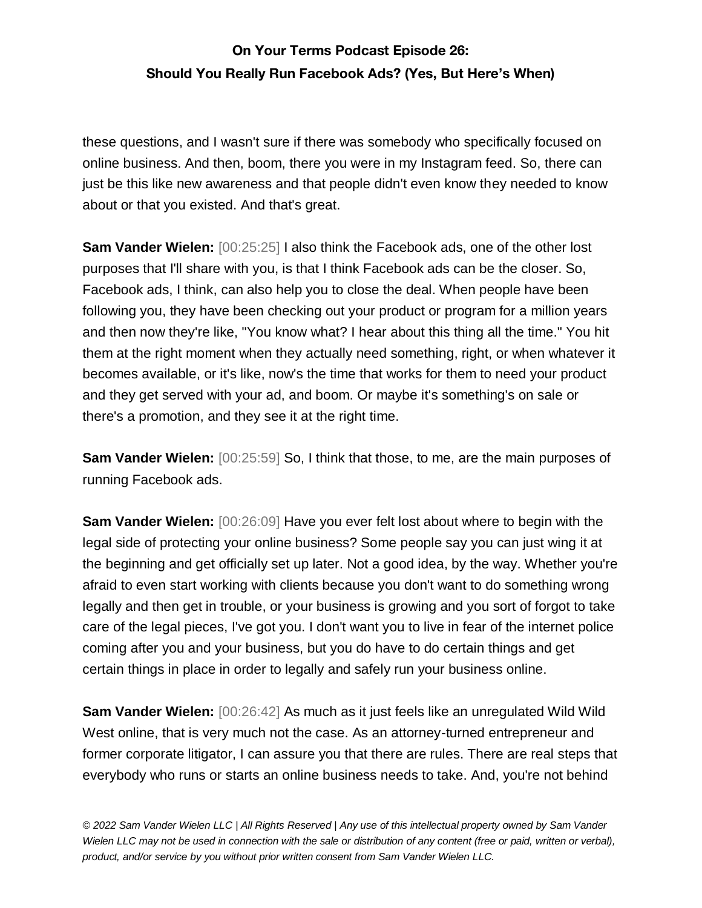these questions, and I wasn't sure if there was somebody who specifically focused on online business. And then, boom, there you were in my Instagram feed. So, there can just be this like new awareness and that people didn't even know they needed to know about or that you existed. And that's great.

**Sam Vander Wielen:** [00:25:25] I also think the Facebook ads, one of the other lost purposes that I'll share with you, is that I think Facebook ads can be the closer. So, Facebook ads, I think, can also help you to close the deal. When people have been following you, they have been checking out your product or program for a million years and then now they're like, "You know what? I hear about this thing all the time." You hit them at the right moment when they actually need something, right, or when whatever it becomes available, or it's like, now's the time that works for them to need your product and they get served with your ad, and boom. Or maybe it's something's on sale or there's a promotion, and they see it at the right time.

**Sam Vander Wielen:** [00:25:59] So, I think that those, to me, are the main purposes of running Facebook ads.

**Sam Vander Wielen:** [00:26:09] Have you ever felt lost about where to begin with the legal side of protecting your online business? Some people say you can just wing it at the beginning and get officially set up later. Not a good idea, by the way. Whether you're afraid to even start working with clients because you don't want to do something wrong legally and then get in trouble, or your business is growing and you sort of forgot to take care of the legal pieces, I've got you. I don't want you to live in fear of the internet police coming after you and your business, but you do have to do certain things and get certain things in place in order to legally and safely run your business online.

**Sam Vander Wielen:** [00:26:42] As much as it just feels like an unregulated Wild Wild West online, that is very much not the case. As an attorney-turned entrepreneur and former corporate litigator, I can assure you that there are rules. There are real steps that everybody who runs or starts an online business needs to take. And, you're not behind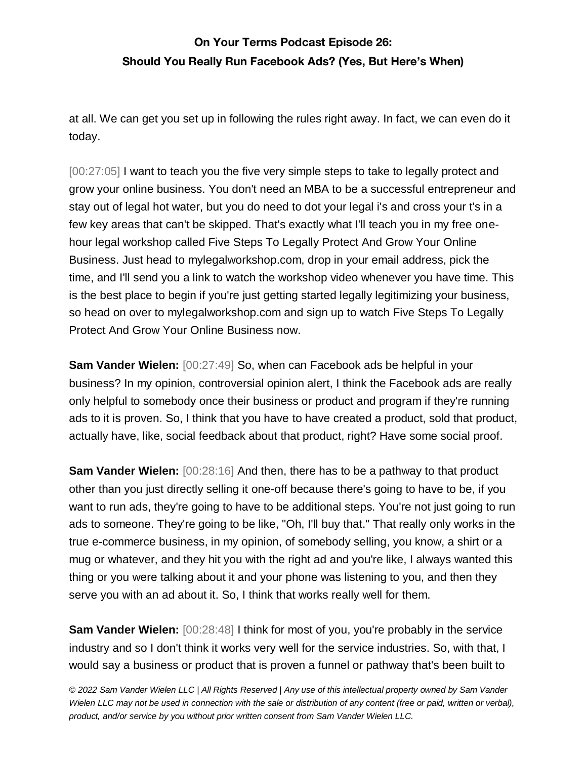at all. We can get you set up in following the rules right away. In fact, we can even do it today.

[00:27:05] I want to teach you the five very simple steps to take to legally protect and grow your online business. You don't need an MBA to be a successful entrepreneur and stay out of legal hot water, but you do need to dot your legal i's and cross your t's in a few key areas that can't be skipped. That's exactly what I'll teach you in my free one-hour legal workshop called Five Steps To Legally Protect And Grow Your Online Business. Just head to mylegalworkshop.com, drop in your email address, pick the time, and I'll send you a link to watch the workshop video whenever you have time. This is the best place to begin if you're just getting started legally legitimizing your business, so head on over to mylegalworkshop.com and sign up to watch Five Steps To Legally Protect And Grow Your Online Business now.

**Sam Vander Wielen:** [00:27:49] So, when can Facebook ads be helpful in your business? In my opinion, controversial opinion alert, I think the Facebook ads are really only helpful to somebody once their business or product and program if they're running ads to it is proven. So, I think that you have to have created a product, sold that product, actually have, like, social feedback about that product, right? Have some social proof.

**Sam Vander Wielen:** [00:28:16] And then, there has to be a pathway to that product other than you just directly selling it one-off because there's going to have to be, if you want to run ads, they're going to have to be additional steps. You're not just going to run ads to someone. They're going to be like, "Oh, I'll buy that." That really only works in the true e-commerce business, in my opinion, of somebody selling, you know, a shirt or a mug or whatever, and they hit you with the right ad and you're like, I always wanted this thing or you were talking about it and your phone was listening to you, and then they serve you with an ad about it. So, I think that works really well for them.

**Sam Vander Wielen:** [00:28:48] I think for most of you, you're probably in the service industry and so I don't think it works very well for the service industries. So, with that, I would say a business or product that is proven a funnel or pathway that's been built to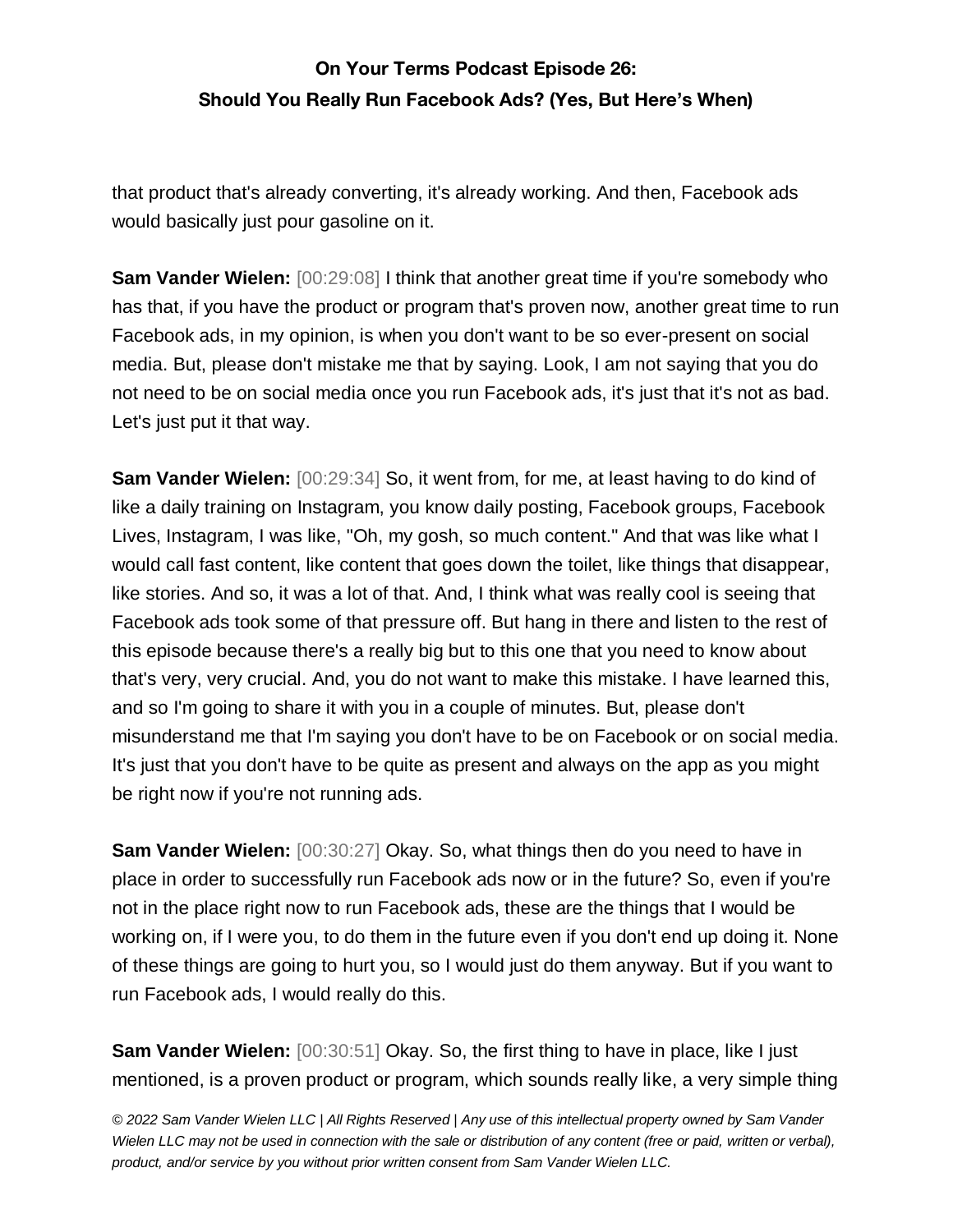that product that's already converting, it's already working. And then, Facebook ads would basically just pour gasoline on it.

**Sam Vander Wielen:** [00:29:08] I think that another great time if you're somebody who has that, if you have the product or program that's proven now, another great time to run Facebook ads, in my opinion, is when you don't want to be so ever-present on social media. But, please don't mistake me that by saying. Look, I am not saying that you do not need to be on social media once you run Facebook ads, it's just that it's not as bad. Let's just put it that way.

**Sam Vander Wielen:** [00:29:34] So, it went from, for me, at least having to do kind of like a daily training on Instagram, you know daily posting, Facebook groups, Facebook Lives, Instagram, I was like, "Oh, my gosh, so much content." And that was like what I would call fast content, like content that goes down the toilet, like things that disappear, like stories. And so, it was a lot of that. And, I think what was really cool is seeing that Facebook ads took some of that pressure off. But hang in there and listen to the rest of this episode because there's a really big but to this one that you need to know about that's very, very crucial. And, you do not want to make this mistake. I have learned this, and so I'm going to share it with you in a couple of minutes. But, please don't misunderstand me that I'm saying you don't have to be on Facebook or on social media. It's just that you don't have to be quite as present and always on the app as you might be right now if you're not running ads.

**Sam Vander Wielen:** [00:30:27] Okay. So, what things then do you need to have in place in order to successfully run Facebook ads now or in the future? So, even if you're not in the place right now to run Facebook ads, these are the things that I would be working on, if I were you, to do them in the future even if you don't end up doing it. None of these things are going to hurt you, so I would just do them anyway. But if you want to run Facebook ads, I would really do this.

**Sam Vander Wielen:** [00:30:51] Okay. So, the first thing to have in place, like I just mentioned, is a proven product or program, which sounds really like, a very simple thing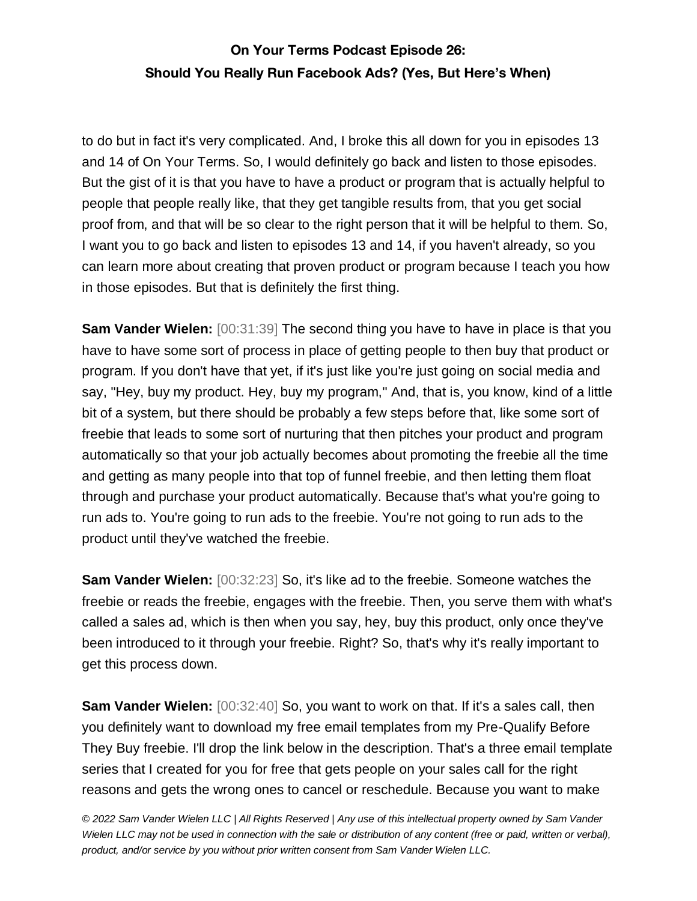to do but in fact it's very complicated. And, I broke this all down for you in episodes 13 and 14 of On Your Terms. So, I would definitely go back and listen to those episodes. But the gist of it is that you have to have a product or program that is actually helpful to people that people really like, that they get tangible results from, that you get social proof from, and that will be so clear to the right person that it will be helpful to them. So, I want you to go back and listen to episodes 13 and 14, if you haven't already, so you can learn more about creating that proven product or program because I teach you how in those episodes. But that is definitely the first thing.

**Sam Vander Wielen:** [00:31:39] The second thing you have to have in place is that you have to have some sort of process in place of getting people to then buy that product or program. If you don't have that yet, if it's just like you're just going on social media and say, "Hey, buy my product. Hey, buy my program," And, that is, you know, kind of a little bit of a system, but there should be probably a few steps before that, like some sort of freebie that leads to some sort of nurturing that then pitches your product and program automatically so that your job actually becomes about promoting the freebie all the time and getting as many people into that top of funnel freebie, and then letting them float through and purchase your product automatically. Because that's what you're going to run ads to. You're going to run ads to the freebie. You're not going to run ads to the product until they've watched the freebie.

**Sam Vander Wielen:** [00:32:23] So, it's like ad to the freebie. Someone watches the freebie or reads the freebie, engages with the freebie. Then, you serve them with what's called a sales ad, which is then when you say, hey, buy this product, only once they've been introduced to it through your freebie. Right? So, that's why it's really important to get this process down.

**Sam Vander Wielen:** [00:32:40] So, you want to work on that. If it's a sales call, then you definitely want to download my free email templates from my Pre-Qualify Before They Buy freebie. I'll drop the link below in the description. That's a three email template series that I created for you for free that gets people on your sales call for the right reasons and gets the wrong ones to cancel or reschedule. Because you want to make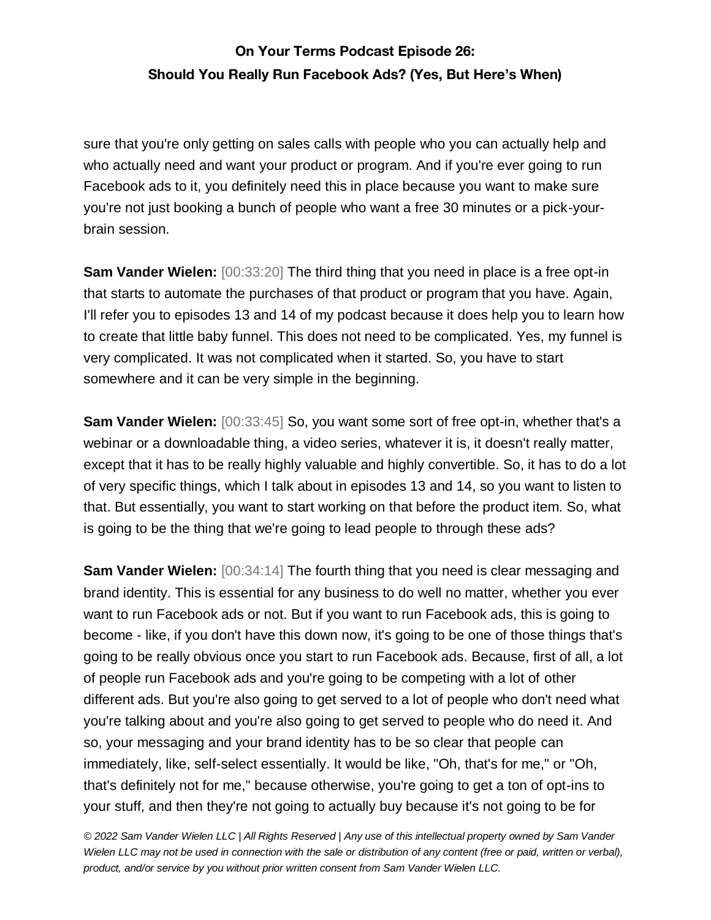sure that you're only getting on sales calls with people who you can actually help and who actually need and want your product or program. And if you're ever going to run Facebook ads to it, you definitely need this in place because you want to make sure you're not just booking a bunch of people who want a free 30 minutes or a pick-your-brain session.

**Sam Vander Wielen:** [00:33:20] The third thing that you need in place is a free opt-in that starts to automate the purchases of that product or program that you have. Again, I'll refer you to episodes 13 and 14 of my podcast because it does help you to learn how to create that little baby funnel. This does not need to be complicated. Yes, my funnel is very complicated. It was not complicated when it started. So, you have to start somewhere and it can be very simple in the beginning.

**Sam Vander Wielen:** [00:33:45] So, you want some sort of free opt-in, whether that's a webinar or a downloadable thing, a video series, whatever it is, it doesn't really matter, except that it has to be really highly valuable and highly convertible. So, it has to do a lot of very specific things, which I talk about in episodes 13 and 14, so you want to listen to that. But essentially, you want to start working on that before the product item. So, what is going to be the thing that we're going to lead people to through these ads?

**Sam Vander Wielen:** [00:34:14] The fourth thing that you need is clear messaging and brand identity. This is essential for any business to do well no matter, whether you ever want to run Facebook ads or not. But if you want to run Facebook ads, this is going to become - like, if you don't have this down now, it's going to be one of those things that's going to be really obvious once you start to run Facebook ads. Because, first of all, a lot of people run Facebook ads and you're going to be competing with a lot of other different ads. But you're also going to get served to a lot of people who don't need what you're talking about and you're also going to get served to people who do need it. And so, your messaging and your brand identity has to be so clear that people can immediately, like, self-select essentially. It would be like, "Oh, that's for me," or "Oh, that's definitely not for me," because otherwise, you're going to get a ton of opt-ins to your stuff, and then they're not going to actually buy because it's not going to be for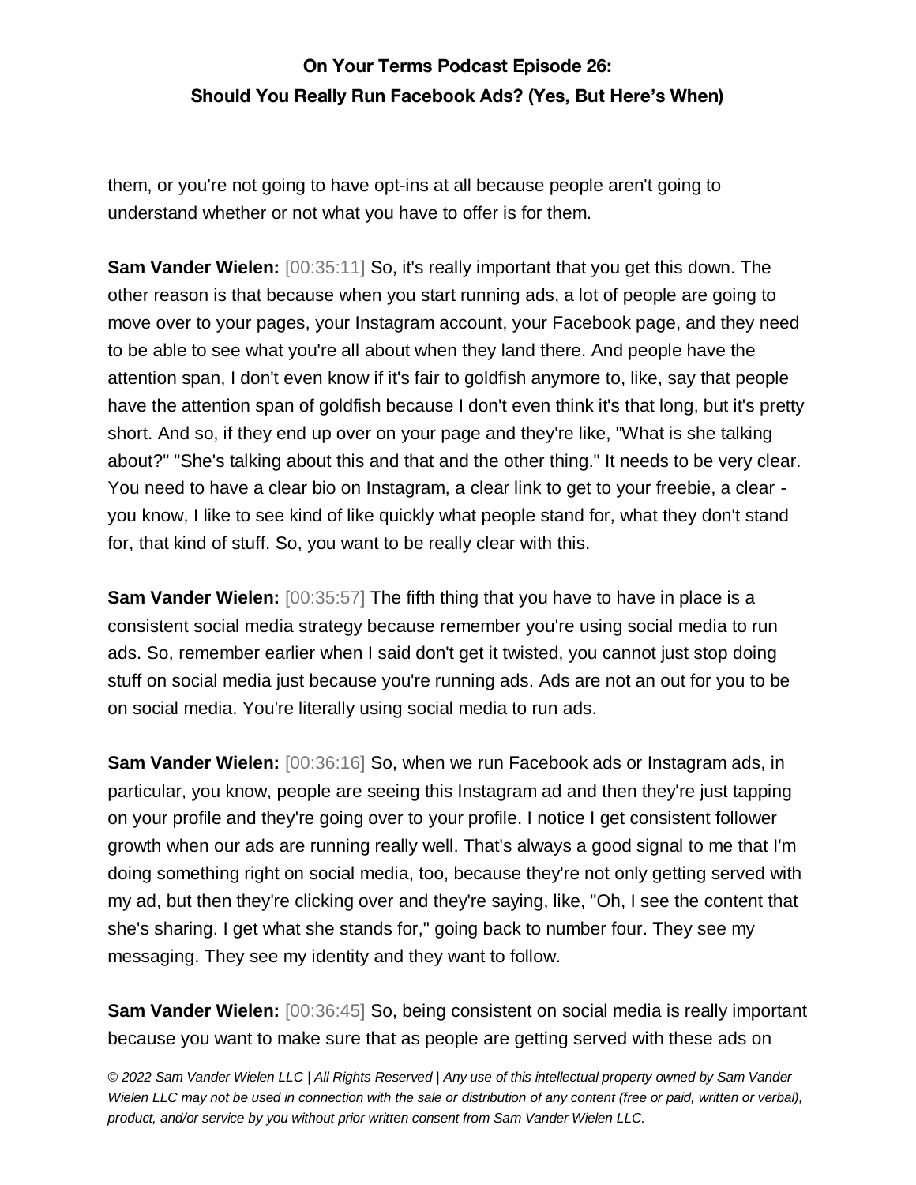them, or you're not going to have opt-ins at all because people aren't going to understand whether or not what you have to offer is for them.

**Sam Vander Wielen:** [00:35:11] So, it's really important that you get this down. The other reason is that because when you start running ads, a lot of people are going to move over to your pages, your Instagram account, your Facebook page, and they need to be able to see what you're all about when they land there. And people have the attention span, I don't even know if it's fair to goldfish anymore to, like, say that people have the attention span of goldfish because I don't even think it's that long, but it's pretty short. And so, if they end up over on your page and they're like, "What is she talking about?" "She's talking about this and that and the other thing." It needs to be very clear. You need to have a clear bio on Instagram, a clear link to get to your freebie, a clear - you know, I like to see kind of like quickly what people stand for, what they don't stand for, that kind of stuff. So, you want to be really clear with this.

**Sam Vander Wielen:** [00:35:57] The fifth thing that you have to have in place is a consistent social media strategy because remember you're using social media to run ads. So, remember earlier when I said don't get it twisted, you cannot just stop doing stuff on social media just because you're running ads. Ads are not an out for you to be on social media. You're literally using social media to run ads.

**Sam Vander Wielen:** [00:36:16] So, when we run Facebook ads or Instagram ads, in particular, you know, people are seeing this Instagram ad and then they're just tapping on your profile and they're going over to your profile. I notice I get consistent follower growth when our ads are running really well. That's always a good signal to me that I'm doing something right on social media, too, because they're not only getting served with my ad, but then they're clicking over and they're saying, like, "Oh, I see the content that she's sharing. I get what she stands for," going back to number four. They see my messaging. They see my identity and they want to follow.

**Sam Vander Wielen:** [00:36:45] So, being consistent on social media is really important because you want to make sure that as people are getting served with these ads on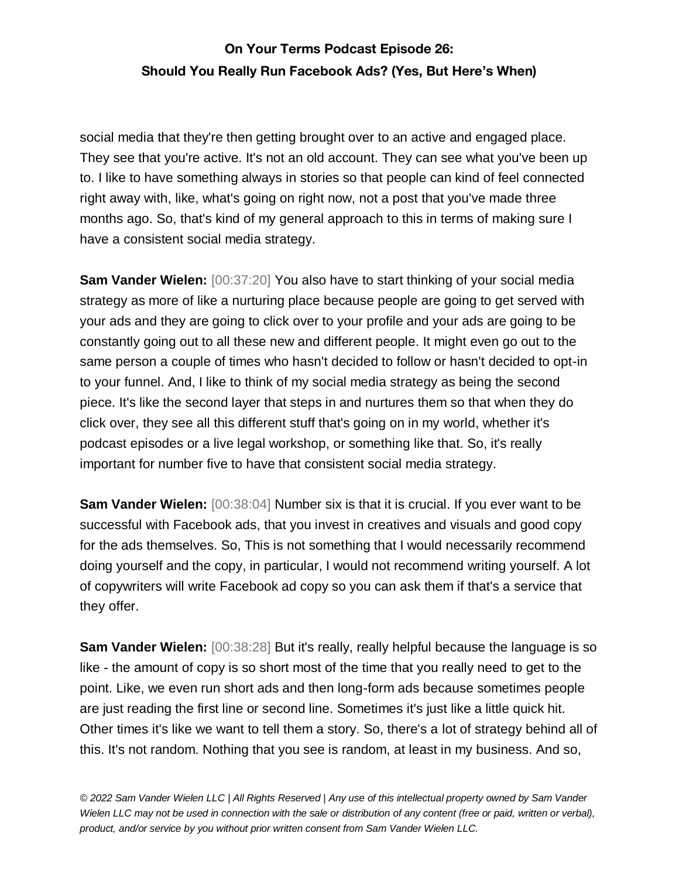social media that they're then getting brought over to an active and engaged place. They see that you're active. It's not an old account. They can see what you've been up to. I like to have something always in stories so that people can kind of feel connected right away with, like, what's going on right now, not a post that you've made three months ago. So, that's kind of my general approach to this in terms of making sure I have a consistent social media strategy.

**Sam Vander Wielen:** [00:37:20] You also have to start thinking of your social media strategy as more of like a nurturing place because people are going to get served with your ads and they are going to click over to your profile and your ads are going to be constantly going out to all these new and different people. It might even go out to the same person a couple of times who hasn't decided to follow or hasn't decided to opt-in to your funnel. And, I like to think of my social media strategy as being the second piece. It's like the second layer that steps in and nurtures them so that when they do click over, they see all this different stuff that's going on in my world, whether it's podcast episodes or a live legal workshop, or something like that. So, it's really important for number five to have that consistent social media strategy.

**Sam Vander Wielen:** [00:38:04] Number six is that it is crucial. If you ever want to be successful with Facebook ads, that you invest in creatives and visuals and good copy for the ads themselves. So, This is not something that I would necessarily recommend doing yourself and the copy, in particular, I would not recommend writing yourself. A lot of copywriters will write Facebook ad copy so you can ask them if that's a service that they offer.

**Sam Vander Wielen:** [00:38:28] But it's really, really helpful because the language is so like - the amount of copy is so short most of the time that you really need to get to the point. Like, we even run short ads and then long-form ads because sometimes people are just reading the first line or second line. Sometimes it's just like a little quick hit. Other times it's like we want to tell them a story. So, there's a lot of strategy behind all of this. It's not random. Nothing that you see is random, at least in my business. And so,

*© 2022 Sam Vander Wielen LLC | All Rights Reserved | Any use of this intellectual property owned by Sam Vander Wielen LLC may not be used in connection with the sale or distribution of any content (free or paid, written or verbal), product, and/or service by you without prior written consent from Sam Vander Wielen LLC.*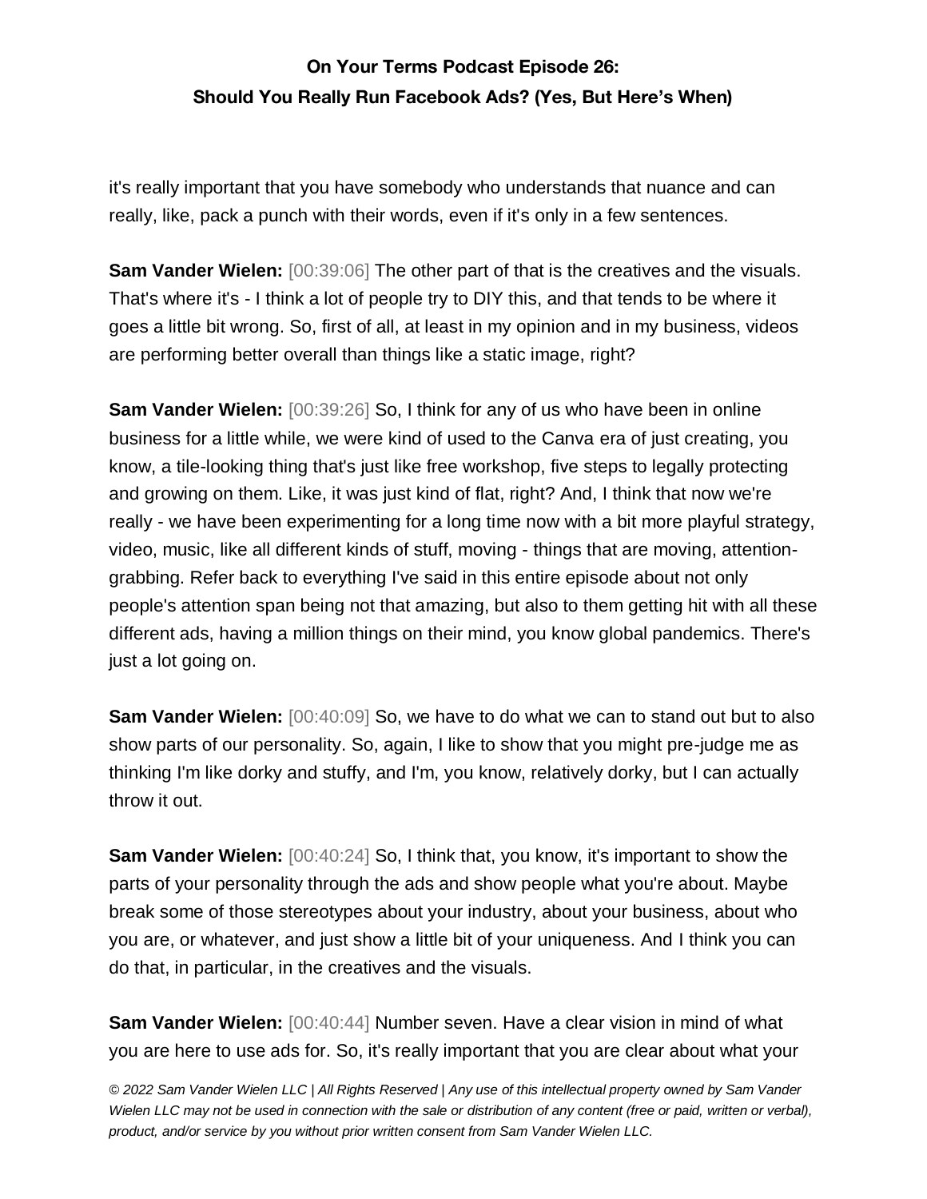it's really important that you have somebody who understands that nuance and can really, like, pack a punch with their words, even if it's only in a few sentences.

**Sam Vander Wielen:** [00:39:06] The other part of that is the creatives and the visuals. That's where it's - I think a lot of people try to DIY this, and that tends to be where it goes a little bit wrong. So, first of all, at least in my opinion and in my business, videos are performing better overall than things like a static image, right?

**Sam Vander Wielen:** [00:39:26] So, I think for any of us who have been in online business for a little while, we were kind of used to the Canva era of just creating, you know, a tile-looking thing that's just like free workshop, five steps to legally protecting and growing on them. Like, it was just kind of flat, right? And, I think that now we're really - we have been experimenting for a long time now with a bit more playful strategy, video, music, like all different kinds of stuff, moving - things that are moving, attention-grabbing. Refer back to everything I've said in this entire episode about not only people's attention span being not that amazing, but also to them getting hit with all these different ads, having a million things on their mind, you know global pandemics. There's just a lot going on.

**Sam Vander Wielen:** [00:40:09] So, we have to do what we can to stand out but to also show parts of our personality. So, again, I like to show that you might pre-judge me as thinking I'm like dorky and stuffy, and I'm, you know, relatively dorky, but I can actually throw it out.

**Sam Vander Wielen:** [00:40:24] So, I think that, you know, it's important to show the parts of your personality through the ads and show people what you're about. Maybe break some of those stereotypes about your industry, about your business, about who you are, or whatever, and just show a little bit of your uniqueness. And I think you can do that, in particular, in the creatives and the visuals.

**Sam Vander Wielen:** [00:40:44] Number seven. Have a clear vision in mind of what you are here to use ads for. So, it's really important that you are clear about what your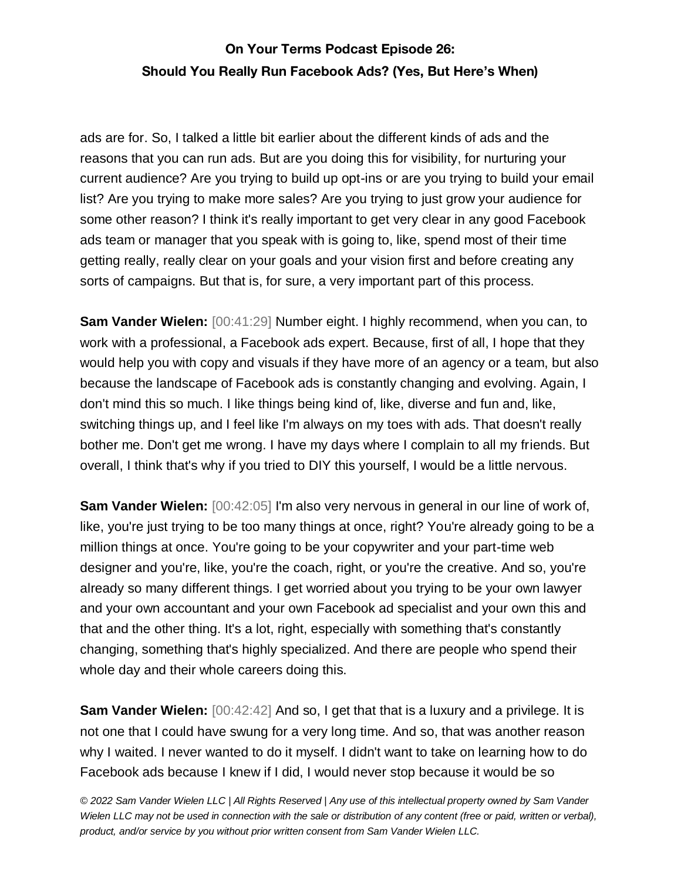ads are for. So, I talked a little bit earlier about the different kinds of ads and the reasons that you can run ads. But are you doing this for visibility, for nurturing your current audience? Are you trying to build up opt-ins or are you trying to build your email list? Are you trying to make more sales? Are you trying to just grow your audience for some other reason? I think it's really important to get very clear in any good Facebook ads team or manager that you speak with is going to, like, spend most of their time getting really, really clear on your goals and your vision first and before creating any sorts of campaigns. But that is, for sure, a very important part of this process.

**Sam Vander Wielen:** [00:41:29] Number eight. I highly recommend, when you can, to work with a professional, a Facebook ads expert. Because, first of all, I hope that they would help you with copy and visuals if they have more of an agency or a team, but also because the landscape of Facebook ads is constantly changing and evolving. Again, I don't mind this so much. I like things being kind of, like, diverse and fun and, like, switching things up, and I feel like I'm always on my toes with ads. That doesn't really bother me. Don't get me wrong. I have my days where I complain to all my friends. But overall, I think that's why if you tried to DIY this yourself, I would be a little nervous.

**Sam Vander Wielen:** [00:42:05] I'm also very nervous in general in our line of work of, like, you're just trying to be too many things at once, right? You're already going to be a million things at once. You're going to be your copywriter and your part-time web designer and you're, like, you're the coach, right, or you're the creative. And so, you're already so many different things. I get worried about you trying to be your own lawyer and your own accountant and your own Facebook ad specialist and your own this and that and the other thing. It's a lot, right, especially with something that's constantly changing, something that's highly specialized. And there are people who spend their whole day and their whole careers doing this.

**Sam Vander Wielen:** [00:42:42] And so, I get that that is a luxury and a privilege. It is not one that I could have swung for a very long time. And so, that was another reason why I waited. I never wanted to do it myself. I didn't want to take on learning how to do Facebook ads because I knew if I did, I would never stop because it would be so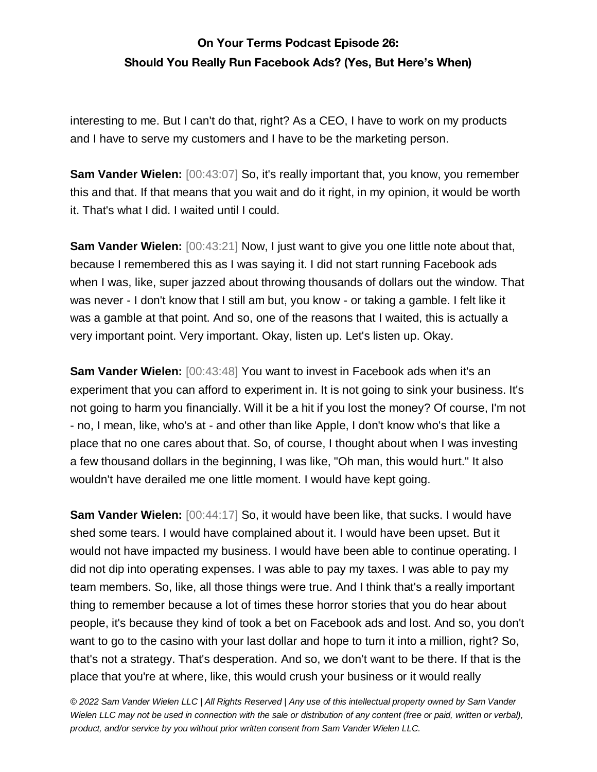interesting to me. But I can't do that, right? As a CEO, I have to work on my products and I have to serve my customers and I have to be the marketing person.

**Sam Vander Wielen:** [00:43:07] So, it's really important that, you know, you remember this and that. If that means that you wait and do it right, in my opinion, it would be worth it. That's what I did. I waited until I could.

**Sam Vander Wielen:** [00:43:21] Now, I just want to give you one little note about that, because I remembered this as I was saying it. I did not start running Facebook ads when I was, like, super jazzed about throwing thousands of dollars out the window. That was never - I don't know that I still am but, you know - or taking a gamble. I felt like it was a gamble at that point. And so, one of the reasons that I waited, this is actually a very important point. Very important. Okay, listen up. Let's listen up. Okay.

**Sam Vander Wielen:** [00:43:48] You want to invest in Facebook ads when it's an experiment that you can afford to experiment in. It is not going to sink your business. It's not going to harm you financially. Will it be a hit if you lost the money? Of course, I'm not - no, I mean, like, who's at - and other than like Apple, I don't know who's that like a place that no one cares about that. So, of course, I thought about when I was investing a few thousand dollars in the beginning, I was like, "Oh man, this would hurt." It also wouldn't have derailed me one little moment. I would have kept going.

**Sam Vander Wielen:** [00:44:17] So, it would have been like, that sucks. I would have shed some tears. I would have complained about it. I would have been upset. But it would not have impacted my business. I would have been able to continue operating. I did not dip into operating expenses. I was able to pay my taxes. I was able to pay my team members. So, like, all those things were true. And I think that's a really important thing to remember because a lot of times these horror stories that you do hear about people, it's because they kind of took a bet on Facebook ads and lost. And so, you don't want to go to the casino with your last dollar and hope to turn it into a million, right? So, that's not a strategy. That's desperation. And so, we don't want to be there. If that is the place that you're at where, like, this would crush your business or it would really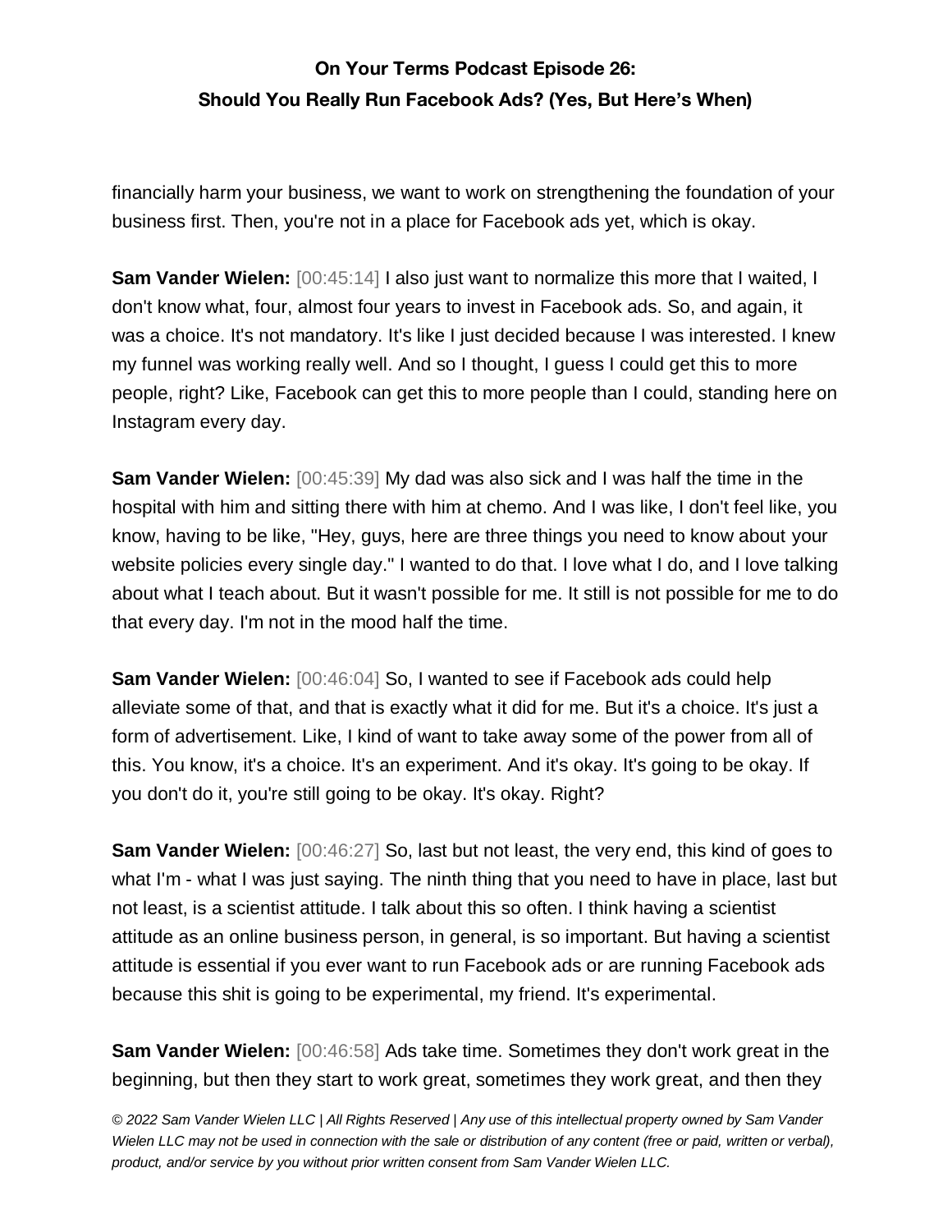financially harm your business, we want to work on strengthening the foundation of your business first. Then, you're not in a place for Facebook ads yet, which is okay.

**Sam Vander Wielen:** [00:45:14] I also just want to normalize this more that I waited, I don't know what, four, almost four years to invest in Facebook ads. So, and again, it was a choice. It's not mandatory. It's like I just decided because I was interested. I knew my funnel was working really well. And so I thought, I guess I could get this to more people, right? Like, Facebook can get this to more people than I could, standing here on Instagram every day.

**Sam Vander Wielen:** [00:45:39] My dad was also sick and I was half the time in the hospital with him and sitting there with him at chemo. And I was like, I don't feel like, you know, having to be like, "Hey, guys, here are three things you need to know about your website policies every single day." I wanted to do that. I love what I do, and I love talking about what I teach about. But it wasn't possible for me. It still is not possible for me to do that every day. I'm not in the mood half the time.

**Sam Vander Wielen:** [00:46:04] So, I wanted to see if Facebook ads could help alleviate some of that, and that is exactly what it did for me. But it's a choice. It's just a form of advertisement. Like, I kind of want to take away some of the power from all of this. You know, it's a choice. It's an experiment. And it's okay. It's going to be okay. If you don't do it, you're still going to be okay. It's okay. Right?

**Sam Vander Wielen:** [00:46:27] So, last but not least, the very end, this kind of goes to what I'm - what I was just saying. The ninth thing that you need to have in place, last but not least, is a scientist attitude. I talk about this so often. I think having a scientist attitude as an online business person, in general, is so important. But having a scientist attitude is essential if you ever want to run Facebook ads or are running Facebook ads because this shit is going to be experimental, my friend. It's experimental.

**Sam Vander Wielen:** [00:46:58] Ads take time. Sometimes they don't work great in the beginning, but then they start to work great, sometimes they work great, and then they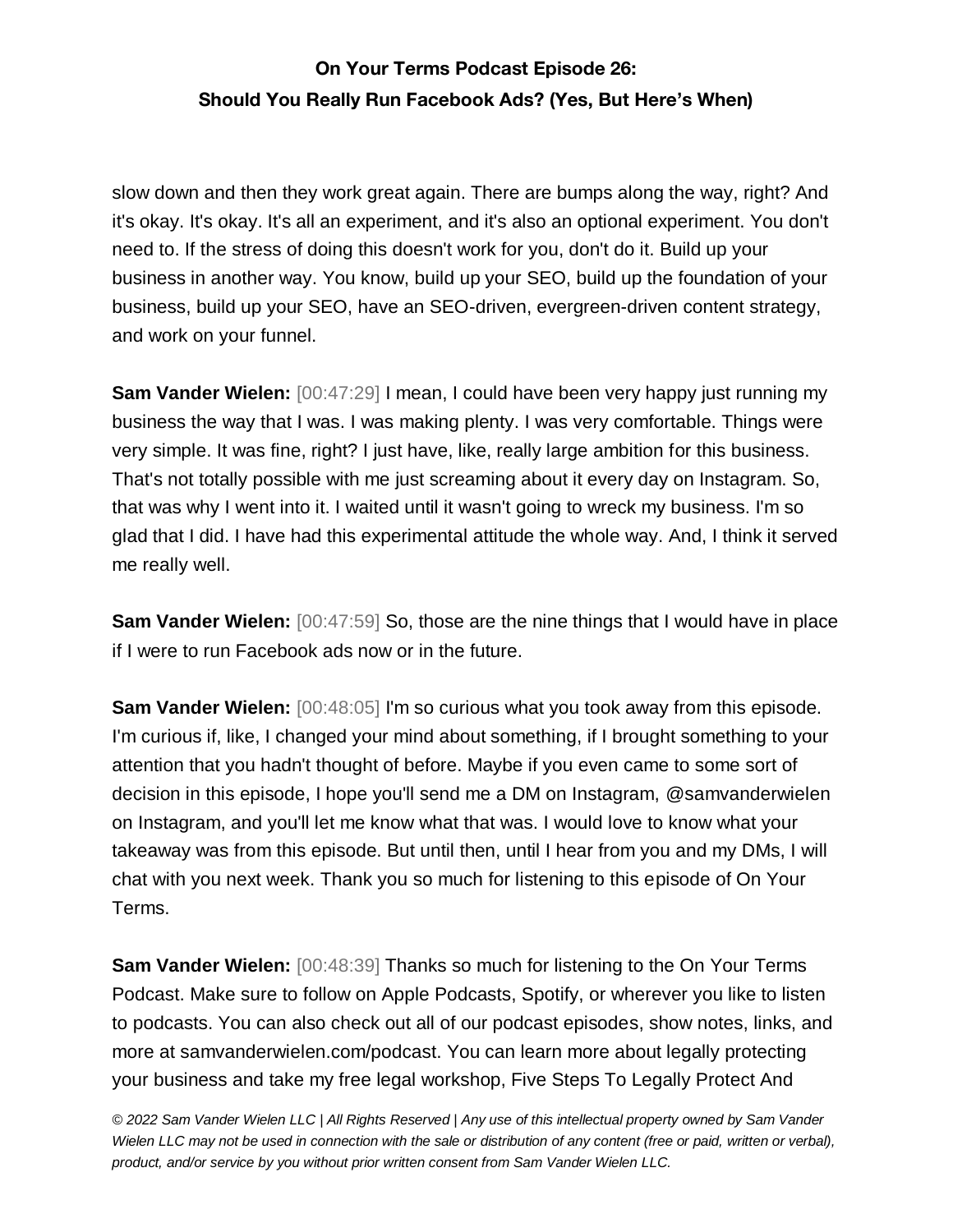slow down and then they work great again. There are bumps along the way, right? And it's okay. It's okay. It's all an experiment, and it's also an optional experiment. You don't need to. If the stress of doing this doesn't work for you, don't do it. Build up your business in another way. You know, build up your SEO, build up the foundation of your business, build up your SEO, have an SEO-driven, evergreen-driven content strategy, and work on your funnel.

**Sam Vander Wielen:** [00:47:29] I mean, I could have been very happy just running my business the way that I was. I was making plenty. I was very comfortable. Things were very simple. It was fine, right? I just have, like, really large ambition for this business. That's not totally possible with me just screaming about it every day on Instagram. So, that was why I went into it. I waited until it wasn't going to wreck my business. I'm so glad that I did. I have had this experimental attitude the whole way. And, I think it served me really well.

**Sam Vander Wielen:** [00:47:59] So, those are the nine things that I would have in place if I were to run Facebook ads now or in the future.

**Sam Vander Wielen:** [00:48:05] I'm so curious what you took away from this episode. I'm curious if, like, I changed your mind about something, if I brought something to your attention that you hadn't thought of before. Maybe if you even came to some sort of decision in this episode, I hope you'll send me a DM on Instagram, @samvanderwielen on Instagram, and you'll let me know what that was. I would love to know what your takeaway was from this episode. But until then, until I hear from you and my DMs, I will chat with you next week. Thank you so much for listening to this episode of On Your Terms.

**Sam Vander Wielen:** [00:48:39] Thanks so much for listening to the On Your Terms Podcast. Make sure to follow on Apple Podcasts, Spotify, or wherever you like to listen to podcasts. You can also check out all of our podcast episodes, show notes, links, and more at samvanderwielen.com/podcast. You can learn more about legally protecting your business and take my free legal workshop, Five Steps To Legally Protect And

*© 2022 Sam Vander Wielen LLC | All Rights Reserved | Any use of this intellectual property owned by Sam Vander Wielen LLC may not be used in connection with the sale or distribution of any content (free or paid, written or verbal), product, and/or service by you without prior written consent from Sam Vander Wielen LLC.*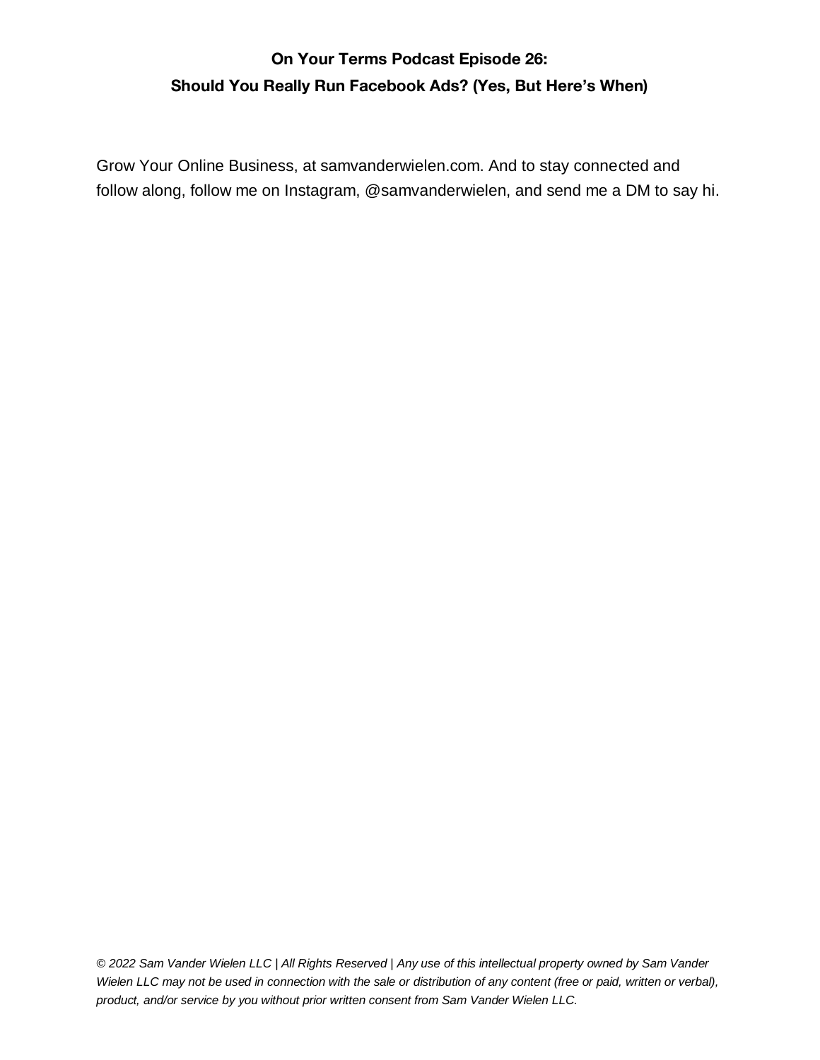Grow Your Online Business, at samvanderwielen.com. And to stay connected and follow along, follow me on Instagram, @samvanderwielen, and send me a DM to say hi.